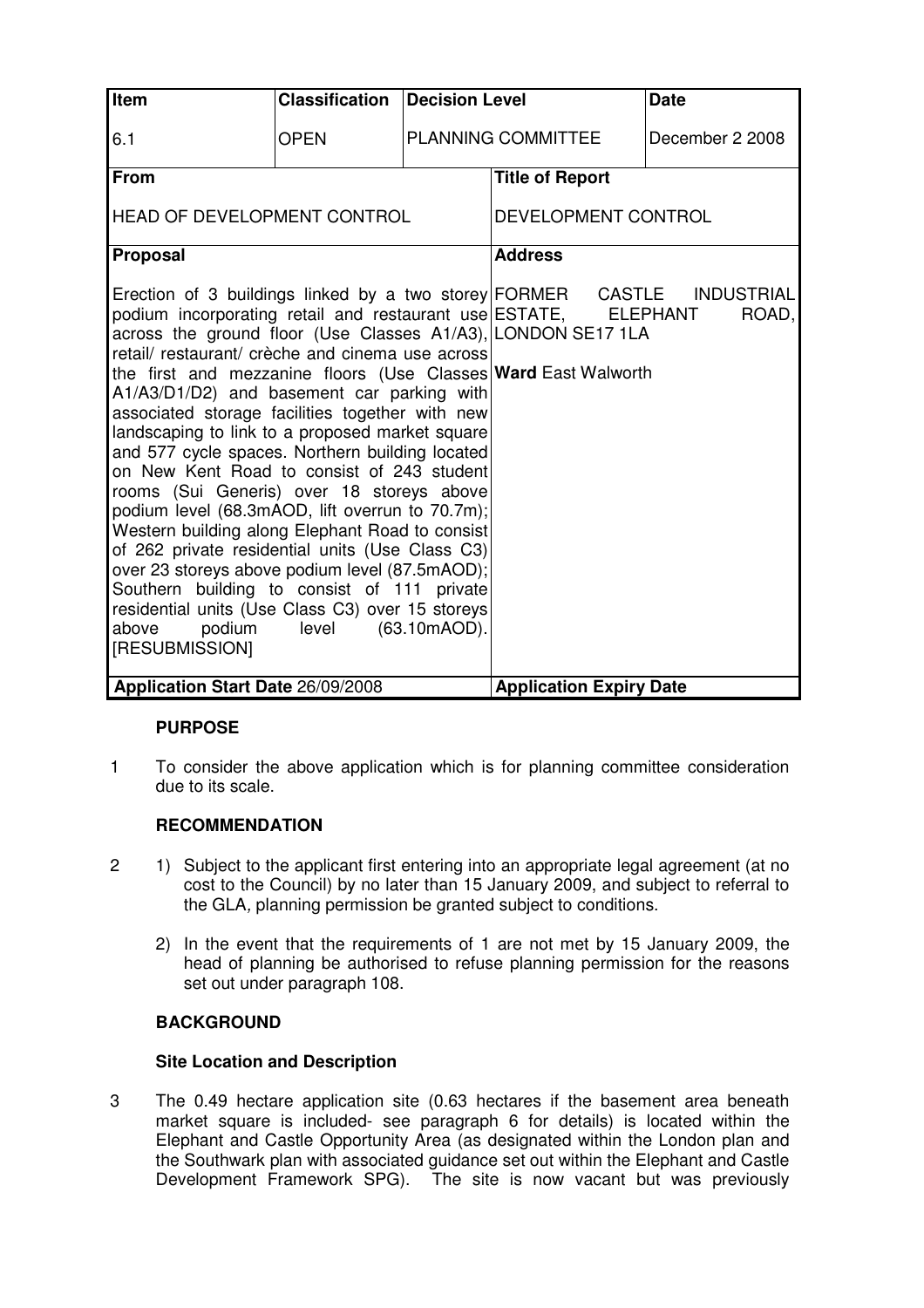| Item | Classification | Decision Level | | Date |
|---|---|---|---|---|
| 6.1 | OPEN | PLANNING COMMITTEE | | December 2 2008 |
| **From** | | | **Title of Report** | |
| HEAD OF DEVELOPMENT CONTROL | | | DEVELOPMENT CONTROL | |
| **Proposal** | | | **Address** | |
| Erection of 3 buildings linked by a two storey podium incorporating retail and restaurant use across the ground floor (Use Classes A1/A3), retail/ restaurant/ crèche and cinema use across the first and mezzanine floors (Use Classes A1/A3/D1/D2) and basement car parking with associated storage facilities together with new landscaping to link to a proposed market square and 577 cycle spaces. Northern building located on New Kent Road to consist of 243 student rooms (Sui Generis) over 18 storeys above podium level (68.3mAOD, lift overrun to 70.7m); Western building along Elephant Road to consist of 262 private residential units (Use Class C3) over 23 storeys above podium level (87.5mAOD); Southern building to consist of 111 private residential units (Use Class C3) over 15 storeys above podium level (63.10mAOD). [RESUBMISSION] | | | FORMER CASTLE INDUSTRIAL ESTATE, ELEPHANT ROAD, LONDON SE17 1LA<br><br>**Ward** East Walworth | |
| **Application Start Date** 26/09/2008 | | | **Application Expiry Date** | |

**PURPOSE**

1 To consider the above application which is for planning committee consideration due to its scale.

**RECOMMENDATION**

2 1) Subject to the applicant first entering into an appropriate legal agreement (at no cost to the Council) by no later than 15 January 2009, and subject to referral to the GLA, planning permission be granted subject to conditions.

2) In the event that the requirements of 1 are not met by 15 January 2009, the head of planning be authorised to refuse planning permission for the reasons set out under paragraph 108.

**BACKGROUND**

**Site Location and Description**

3 The 0.49 hectare application site (0.63 hectares if the basement area beneath market square is included- see paragraph 6 for details) is located within the Elephant and Castle Opportunity Area (as designated within the London plan and the Southwark plan with associated guidance set out within the Elephant and Castle Development Framework SPG). The site is now vacant but was previously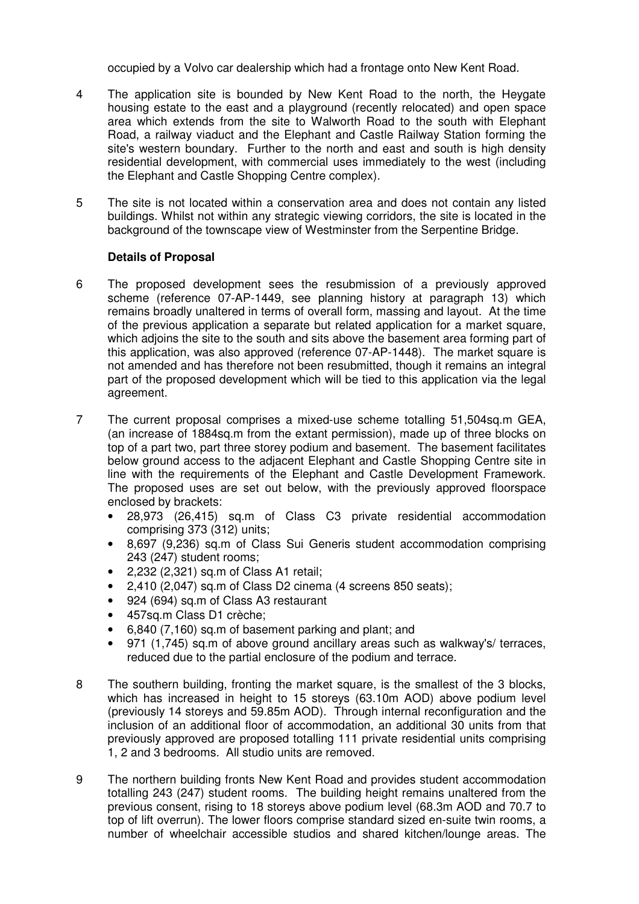occupied by a Volvo car dealership which had a frontage onto New Kent Road.

4 The application site is bounded by New Kent Road to the north, the Heygate housing estate to the east and a playground (recently relocated) and open space area which extends from the site to Walworth Road to the south with Elephant Road, a railway viaduct and the Elephant and Castle Railway Station forming the site's western boundary. Further to the north and east and south is high density residential development, with commercial uses immediately to the west (including the Elephant and Castle Shopping Centre complex).

5 The site is not located within a conservation area and does not contain any listed buildings. Whilst not within any strategic viewing corridors, the site is located in the background of the townscape view of Westminster from the Serpentine Bridge.

**Details of Proposal**

6 The proposed development sees the resubmission of a previously approved scheme (reference 07-AP-1449, see planning history at paragraph 13) which remains broadly unaltered in terms of overall form, massing and layout. At the time of the previous application a separate but related application for a market square, which adjoins the site to the south and sits above the basement area forming part of this application, was also approved (reference 07-AP-1448). The market square is not amended and has therefore not been resubmitted, though it remains an integral part of the proposed development which will be tied to this application via the legal agreement.

7 The current proposal comprises a mixed-use scheme totalling 51,504sq.m GEA, (an increase of 1884sq.m from the extant permission), made up of three blocks on top of a part two, part three storey podium and basement. The basement facilitates below ground access to the adjacent Elephant and Castle Shopping Centre site in line with the requirements of the Elephant and Castle Development Framework. The proposed uses are set out below, with the previously approved floorspace enclosed by brackets:

- 28,973 (26,415) sq.m of Class C3 private residential accommodation comprising 373 (312) units;
- 8,697 (9,236) sq.m of Class Sui Generis student accommodation comprising 243 (247) student rooms;
- 2,232 (2,321) sq.m of Class A1 retail;
- 2,410 (2,047) sq.m of Class D2 cinema (4 screens 850 seats);
- 924 (694) sq.m of Class A3 restaurant
- 457sq.m Class D1 crèche;
- 6,840 (7,160) sq.m of basement parking and plant; and
- 971 (1,745) sq.m of above ground ancillary areas such as walkway's/ terraces, reduced due to the partial enclosure of the podium and terrace.

8 The southern building, fronting the market square, is the smallest of the 3 blocks, which has increased in height to 15 storeys (63.10m AOD) above podium level (previously 14 storeys and 59.85m AOD). Through internal reconfiguration and the inclusion of an additional floor of accommodation, an additional 30 units from that previously approved are proposed totalling 111 private residential units comprising 1, 2 and 3 bedrooms. All studio units are removed.

9 The northern building fronts New Kent Road and provides student accommodation totalling 243 (247) student rooms. The building height remains unaltered from the previous consent, rising to 18 storeys above podium level (68.3m AOD and 70.7 to top of lift overrun). The lower floors comprise standard sized en-suite twin rooms, a number of wheelchair accessible studios and shared kitchen/lounge areas. The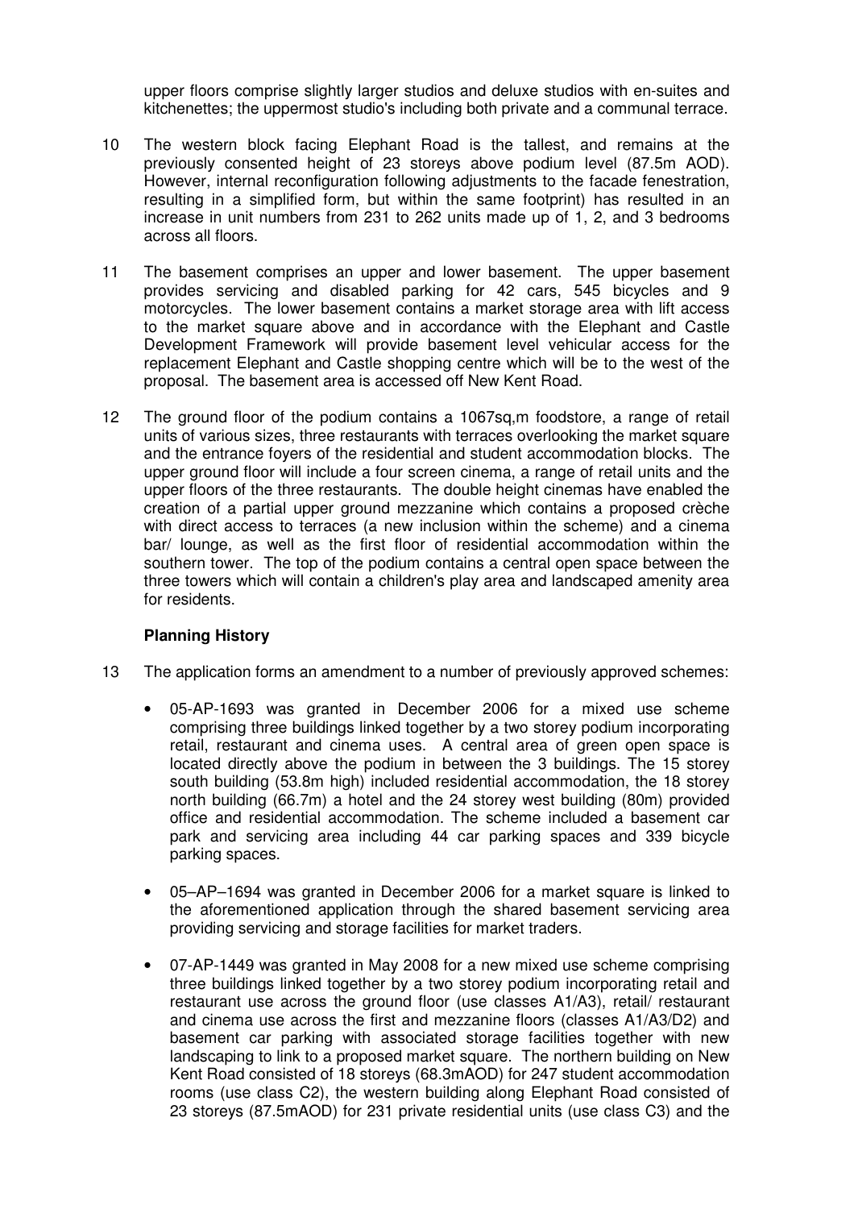upper floors comprise slightly larger studios and deluxe studios with en-suites and kitchenettes; the uppermost studio's including both private and a communal terrace.

10 The western block facing Elephant Road is the tallest, and remains at the previously consented height of 23 storeys above podium level (87.5m AOD). However, internal reconfiguration following adjustments to the facade fenestration, resulting in a simplified form, but within the same footprint) has resulted in an increase in unit numbers from 231 to 262 units made up of 1, 2, and 3 bedrooms across all floors.

11 The basement comprises an upper and lower basement. The upper basement provides servicing and disabled parking for 42 cars, 545 bicycles and 9 motorcycles. The lower basement contains a market storage area with lift access to the market square above and in accordance with the Elephant and Castle Development Framework will provide basement level vehicular access for the replacement Elephant and Castle shopping centre which will be to the west of the proposal. The basement area is accessed off New Kent Road.

12 The ground floor of the podium contains a 1067sq,m foodstore, a range of retail units of various sizes, three restaurants with terraces overlooking the market square and the entrance foyers of the residential and student accommodation blocks. The upper ground floor will include a four screen cinema, a range of retail units and the upper floors of the three restaurants. The double height cinemas have enabled the creation of a partial upper ground mezzanine which contains a proposed crèche with direct access to terraces (a new inclusion within the scheme) and a cinema bar/ lounge, as well as the first floor of residential accommodation within the southern tower. The top of the podium contains a central open space between the three towers which will contain a children's play area and landscaped amenity area for residents.

**Planning History**

13 The application forms an amendment to a number of previously approved schemes:

- 05-AP-1693 was granted in December 2006 for a mixed use scheme comprising three buildings linked together by a two storey podium incorporating retail, restaurant and cinema uses. A central area of green open space is located directly above the podium in between the 3 buildings. The 15 storey south building (53.8m high) included residential accommodation, the 18 storey north building (66.7m) a hotel and the 24 storey west building (80m) provided office and residential accommodation. The scheme included a basement car park and servicing area including 44 car parking spaces and 339 bicycle parking spaces.

- 05–AP–1694 was granted in December 2006 for a market square is linked to the aforementioned application through the shared basement servicing area providing servicing and storage facilities for market traders.

- 07-AP-1449 was granted in May 2008 for a new mixed use scheme comprising three buildings linked together by a two storey podium incorporating retail and restaurant use across the ground floor (use classes A1/A3), retail/ restaurant and cinema use across the first and mezzanine floors (classes A1/A3/D2) and basement car parking with associated storage facilities together with new landscaping to link to a proposed market square. The northern building on New Kent Road consisted of 18 storeys (68.3mAOD) for 247 student accommodation rooms (use class C2), the western building along Elephant Road consisted of 23 storeys (87.5mAOD) for 231 private residential units (use class C3) and the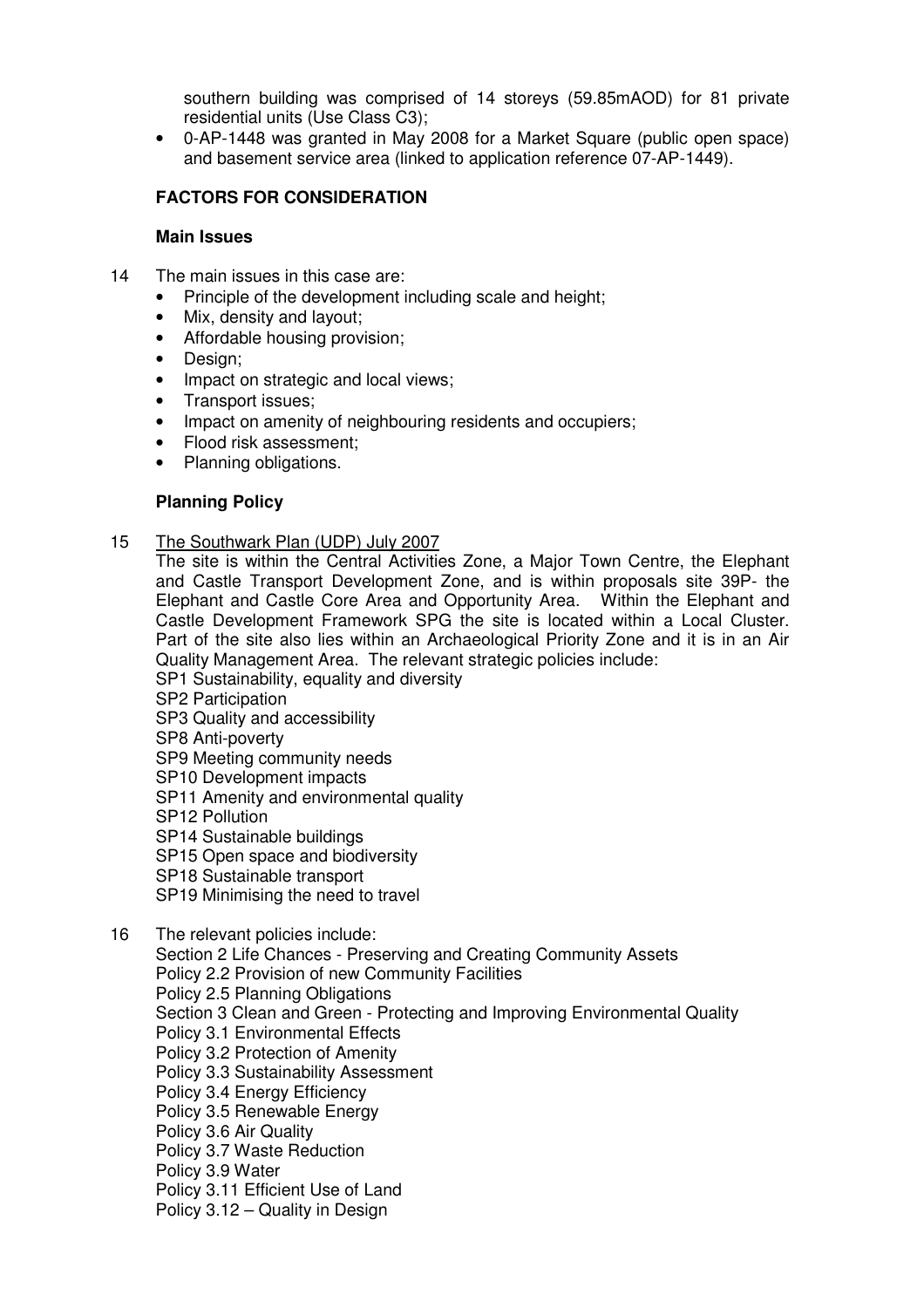southern building was comprised of 14 storeys (59.85mAOD) for 81 private residential units (Use Class C3);

- 0-AP-1448 was granted in May 2008 for a Market Square (public open space) and basement service area (linked to application reference 07-AP-1449).

## FACTORS FOR CONSIDERATION

### Main Issues

14 The main issues in this case are:

- Principle of the development including scale and height;
- Mix, density and layout;
- Affordable housing provision;
- Design;
- Impact on strategic and local views;
- Transport issues;
- Impact on amenity of neighbouring residents and occupiers;
- Flood risk assessment;
- Planning obligations.

### Planning Policy

15 The Southwark Plan (UDP) July 2007

The site is within the Central Activities Zone, a Major Town Centre, the Elephant and Castle Transport Development Zone, and is within proposals site 39P- the Elephant and Castle Core Area and Opportunity Area. Within the Elephant and Castle Development Framework SPG the site is located within a Local Cluster. Part of the site also lies within an Archaeological Priority Zone and it is in an Air Quality Management Area. The relevant strategic policies include:

SP1 Sustainability, equality and diversity
SP2 Participation
SP3 Quality and accessibility
SP8 Anti-poverty
SP9 Meeting community needs
SP10 Development impacts
SP11 Amenity and environmental quality
SP12 Pollution
SP14 Sustainable buildings
SP15 Open space and biodiversity
SP18 Sustainable transport
SP19 Minimising the need to travel

16 The relevant policies include:

Section 2 Life Chances - Preserving and Creating Community Assets
Policy 2.2 Provision of new Community Facilities
Policy 2.5 Planning Obligations
Section 3 Clean and Green - Protecting and Improving Environmental Quality
Policy 3.1 Environmental Effects
Policy 3.2 Protection of Amenity
Policy 3.3 Sustainability Assessment
Policy 3.4 Energy Efficiency
Policy 3.5 Renewable Energy
Policy 3.6 Air Quality
Policy 3.7 Waste Reduction
Policy 3.9 Water
Policy 3.11 Efficient Use of Land
Policy 3.12 – Quality in Design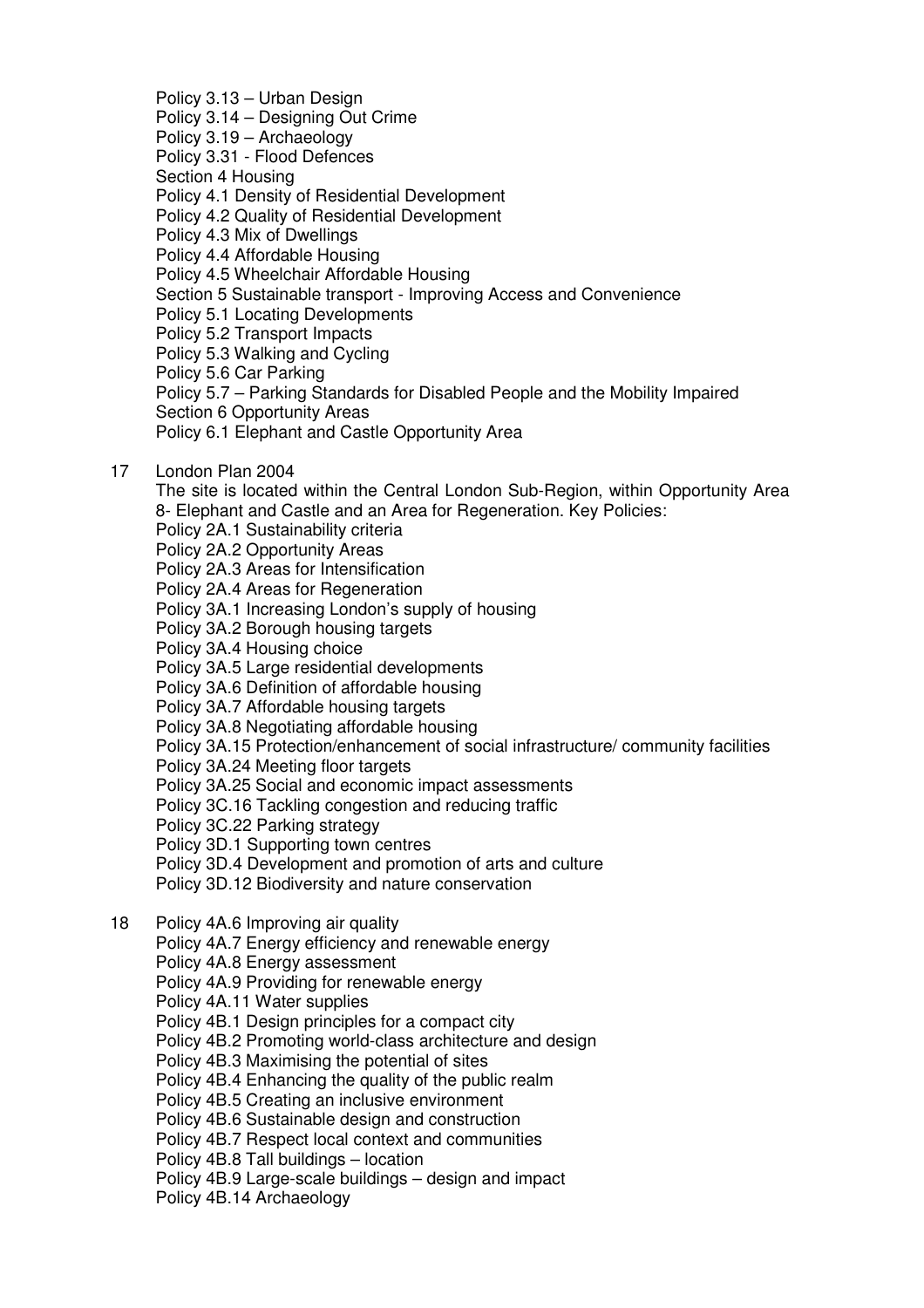Policy 3.13 – Urban Design
Policy 3.14 – Designing Out Crime
Policy 3.19 – Archaeology
Policy 3.31 - Flood Defences
Section 4 Housing
Policy 4.1 Density of Residential Development
Policy 4.2 Quality of Residential Development
Policy 4.3 Mix of Dwellings
Policy 4.4 Affordable Housing
Policy 4.5 Wheelchair Affordable Housing
Section 5 Sustainable transport - Improving Access and Convenience
Policy 5.1 Locating Developments
Policy 5.2 Transport Impacts
Policy 5.3 Walking and Cycling
Policy 5.6 Car Parking
Policy 5.7 – Parking Standards for Disabled People and the Mobility Impaired
Section 6 Opportunity Areas
Policy 6.1 Elephant and Castle Opportunity Area

17 London Plan 2004
The site is located within the Central London Sub-Region, within Opportunity Area 8- Elephant and Castle and an Area for Regeneration. Key Policies:
Policy 2A.1 Sustainability criteria
Policy 2A.2 Opportunity Areas
Policy 2A.3 Areas for Intensification
Policy 2A.4 Areas for Regeneration
Policy 3A.1 Increasing London's supply of housing
Policy 3A.2 Borough housing targets
Policy 3A.4 Housing choice
Policy 3A.5 Large residential developments
Policy 3A.6 Definition of affordable housing
Policy 3A.7 Affordable housing targets
Policy 3A.8 Negotiating affordable housing
Policy 3A.15 Protection/enhancement of social infrastructure/ community facilities
Policy 3A.24 Meeting floor targets
Policy 3A.25 Social and economic impact assessments
Policy 3C.16 Tackling congestion and reducing traffic
Policy 3C.22 Parking strategy
Policy 3D.1 Supporting town centres
Policy 3D.4 Development and promotion of arts and culture
Policy 3D.12 Biodiversity and nature conservation

18 Policy 4A.6 Improving air quality
Policy 4A.7 Energy efficiency and renewable energy
Policy 4A.8 Energy assessment
Policy 4A.9 Providing for renewable energy
Policy 4A.11 Water supplies
Policy 4B.1 Design principles for a compact city
Policy 4B.2 Promoting world-class architecture and design
Policy 4B.3 Maximising the potential of sites
Policy 4B.4 Enhancing the quality of the public realm
Policy 4B.5 Creating an inclusive environment
Policy 4B.6 Sustainable design and construction
Policy 4B.7 Respect local context and communities
Policy 4B.8 Tall buildings – location
Policy 4B.9 Large-scale buildings – design and impact
Policy 4B.14 Archaeology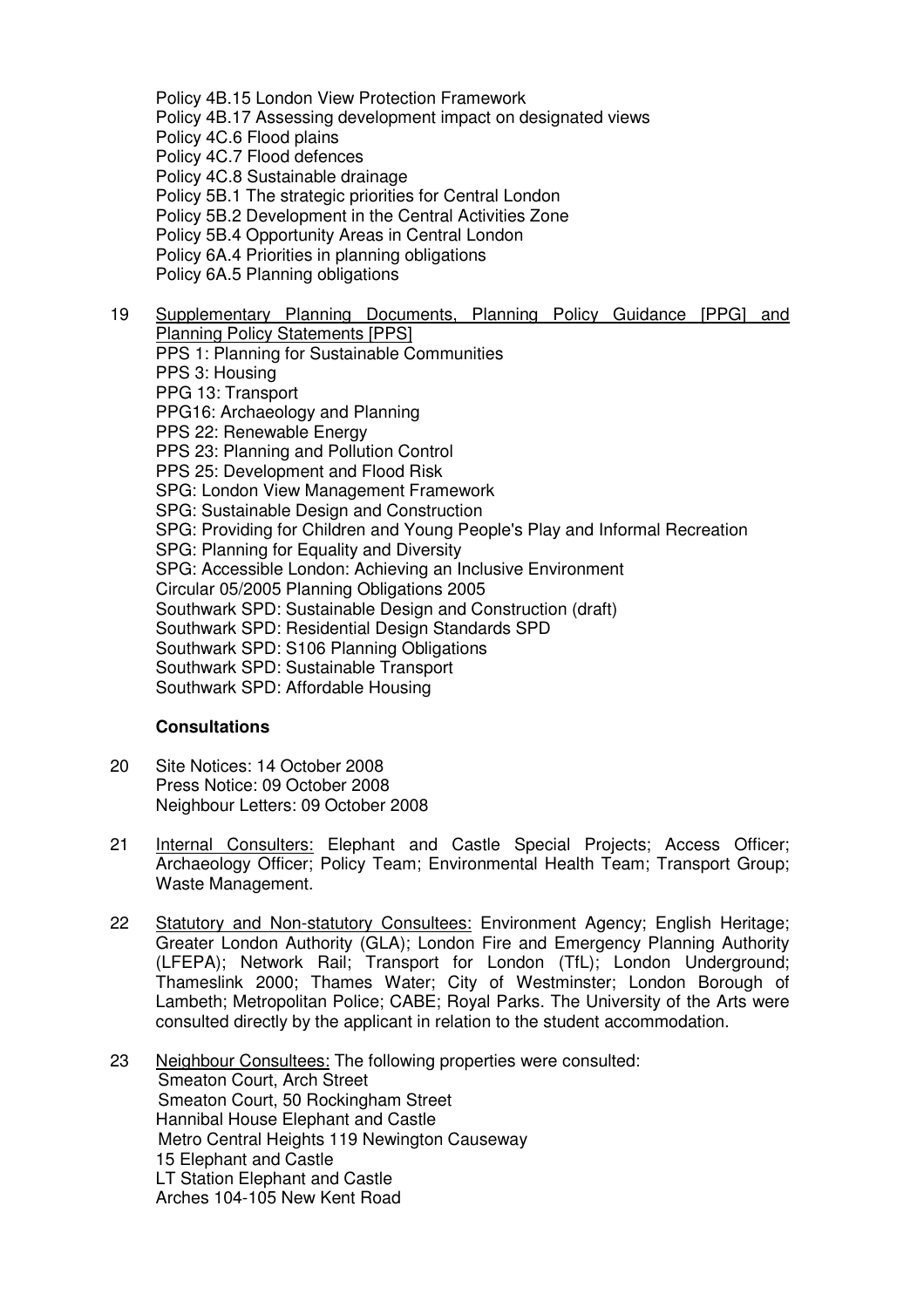Policy 4B.15 London View Protection Framework
Policy 4B.17 Assessing development impact on designated views
Policy 4C.6 Flood plains
Policy 4C.7 Flood defences
Policy 4C.8 Sustainable drainage
Policy 5B.1 The strategic priorities for Central London
Policy 5B.2 Development in the Central Activities Zone
Policy 5B.4 Opportunity Areas in Central London
Policy 6A.4 Priorities in planning obligations
Policy 6A.5 Planning obligations

19 Supplementary Planning Documents, Planning Policy Guidance [PPG] and Planning Policy Statements [PPS]
PPS 1: Planning for Sustainable Communities
PPS 3: Housing
PPG 13: Transport
PPG16: Archaeology and Planning
PPS 22: Renewable Energy
PPS 23: Planning and Pollution Control
PPS 25: Development and Flood Risk
SPG: London View Management Framework
SPG: Sustainable Design and Construction
SPG: Providing for Children and Young People's Play and Informal Recreation
SPG: Planning for Equality and Diversity
SPG: Accessible London: Achieving an Inclusive Environment
Circular 05/2005 Planning Obligations 2005
Southwark SPD: Sustainable Design and Construction (draft)
Southwark SPD: Residential Design Standards SPD
Southwark SPD: S106 Planning Obligations
Southwark SPD: Sustainable Transport
Southwark SPD: Affordable Housing

**Consultations**

20 Site Notices: 14 October 2008
Press Notice: 09 October 2008
Neighbour Letters: 09 October 2008

21 Internal Consulters: Elephant and Castle Special Projects; Access Officer; Archaeology Officer; Policy Team; Environmental Health Team; Transport Group; Waste Management.

22 Statutory and Non-statutory Consultees: Environment Agency; English Heritage; Greater London Authority (GLA); London Fire and Emergency Planning Authority (LFEPA); Network Rail; Transport for London (TfL); London Underground; Thameslink 2000; Thames Water; City of Westminster; London Borough of Lambeth; Metropolitan Police; CABE; Royal Parks. The University of the Arts were consulted directly by the applicant in relation to the student accommodation.

23 Neighbour Consultees: The following properties were consulted:
Smeaton Court, Arch Street
Smeaton Court, 50 Rockingham Street
Hannibal House Elephant and Castle
Metro Central Heights 119 Newington Causeway
15 Elephant and Castle
LT Station Elephant and Castle
Arches 104-105 New Kent Road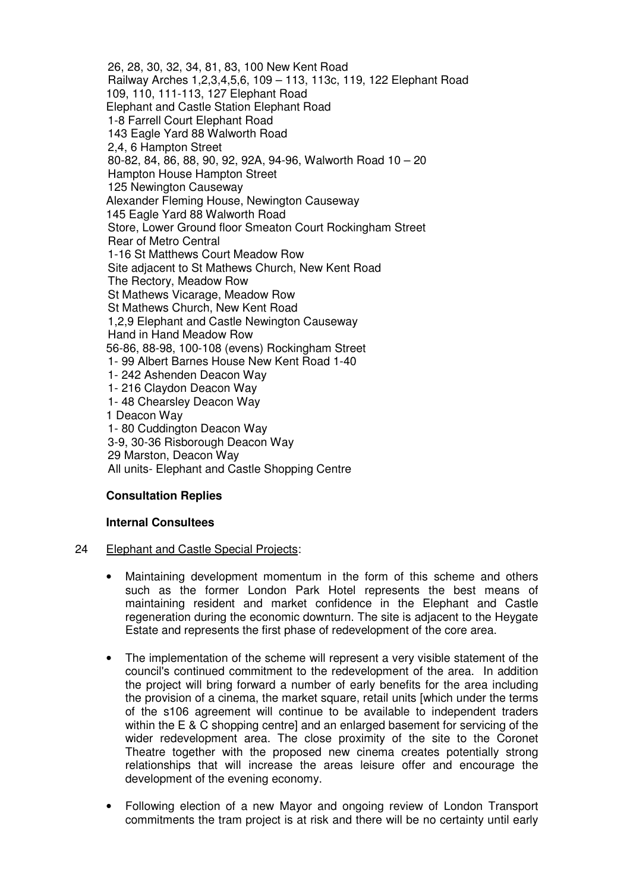26, 28, 30, 32, 34, 81, 83, 100 New Kent Road
Railway Arches 1,2,3,4,5,6, 109 – 113, 113c, 119, 122 Elephant Road
109, 110, 111-113, 127 Elephant Road
Elephant and Castle Station Elephant Road
1-8 Farrell Court Elephant Road
143 Eagle Yard 88 Walworth Road
2,4, 6 Hampton Street
80-82, 84, 86, 88, 90, 92, 92A, 94-96, Walworth Road 10 – 20
Hampton House Hampton Street
125 Newington Causeway
Alexander Fleming House, Newington Causeway
145 Eagle Yard 88 Walworth Road
Store, Lower Ground floor Smeaton Court Rockingham Street
Rear of Metro Central
1-16 St Matthews Court Meadow Row
Site adjacent to St Mathews Church, New Kent Road
The Rectory, Meadow Row
St Mathews Vicarage, Meadow Row
St Mathews Church, New Kent Road
1,2,9 Elephant and Castle Newington Causeway
Hand in Hand Meadow Row
56-86, 88-98, 100-108 (evens) Rockingham Street
1- 99 Albert Barnes House New Kent Road 1-40
1- 242 Ashenden Deacon Way
1- 216 Claydon Deacon Way
1- 48 Chearsley Deacon Way
1 Deacon Way
1- 80 Cuddington Deacon Way
3-9, 30-36 Risborough Deacon Way
29 Marston, Deacon Way
All units- Elephant and Castle Shopping Centre

**Consultation Replies**

**Internal Consultees**

24 Elephant and Castle Special Projects:

- Maintaining development momentum in the form of this scheme and others such as the former London Park Hotel represents the best means of maintaining resident and market confidence in the Elephant and Castle regeneration during the economic downturn. The site is adjacent to the Heygate Estate and represents the first phase of redevelopment of the core area.

- The implementation of the scheme will represent a very visible statement of the council's continued commitment to the redevelopment of the area. In addition the project will bring forward a number of early benefits for the area including the provision of a cinema, the market square, retail units [which under the terms of the s106 agreement will continue to be available to independent traders within the E & C shopping centre] and an enlarged basement for servicing of the wider redevelopment area. The close proximity of the site to the Coronet Theatre together with the proposed new cinema creates potentially strong relationships that will increase the areas leisure offer and encourage the development of the evening economy.

- Following election of a new Mayor and ongoing review of London Transport commitments the tram project is at risk and there will be no certainty until early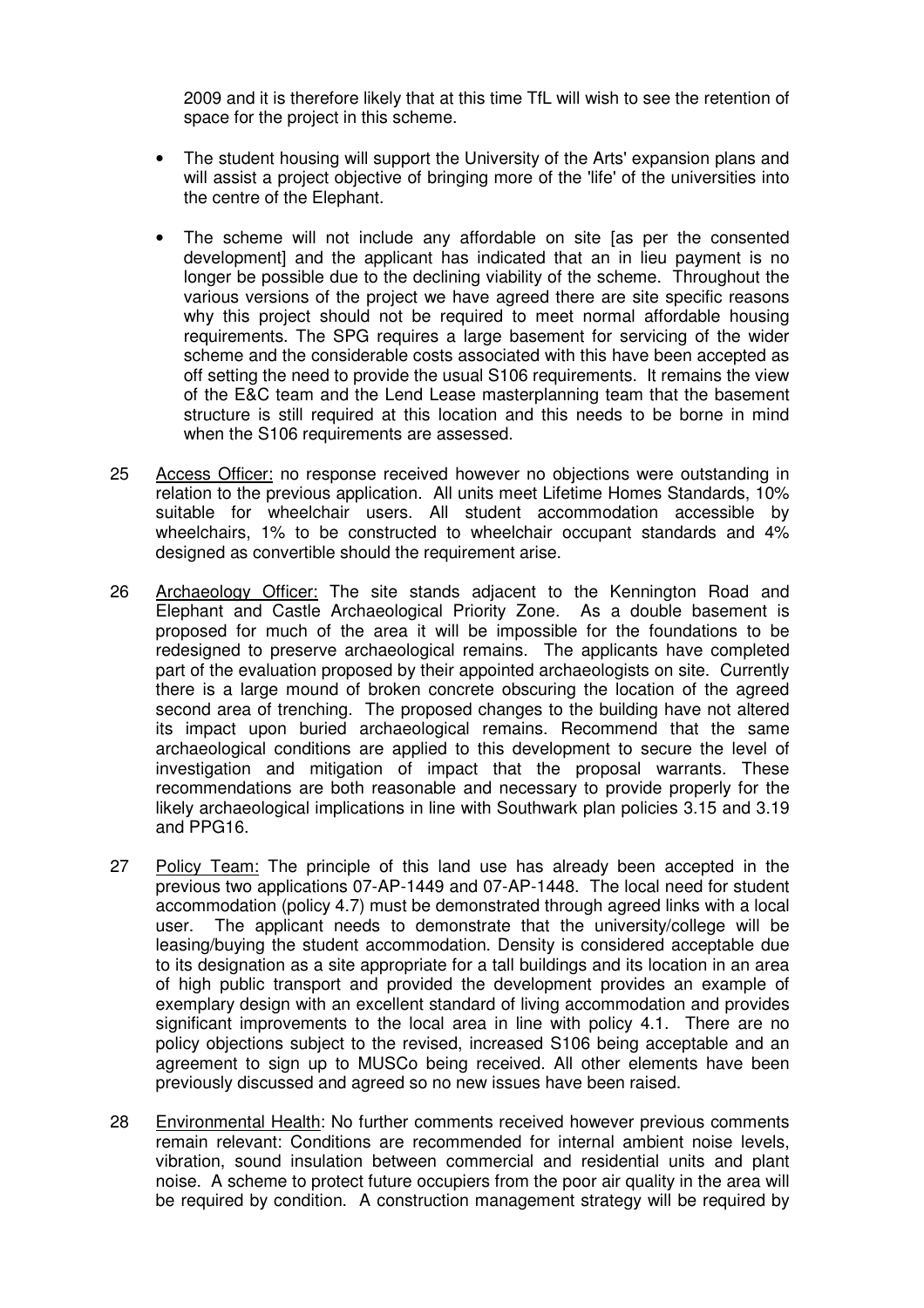2009 and it is therefore likely that at this time TfL will wish to see the retention of space for the project in this scheme.

- The student housing will support the University of the Arts' expansion plans and will assist a project objective of bringing more of the 'life' of the universities into the centre of the Elephant.

- The scheme will not include any affordable on site [as per the consented development] and the applicant has indicated that an in lieu payment is no longer be possible due to the declining viability of the scheme. Throughout the various versions of the project we have agreed there are site specific reasons why this project should not be required to meet normal affordable housing requirements. The SPG requires a large basement for servicing of the wider scheme and the considerable costs associated with this have been accepted as off setting the need to provide the usual S106 requirements. It remains the view of the E&C team and the Lend Lease masterplanning team that the basement structure is still required at this location and this needs to be borne in mind when the S106 requirements are assessed.

25 Access Officer: no response received however no objections were outstanding in relation to the previous application. All units meet Lifetime Homes Standards, 10% suitable for wheelchair users. All student accommodation accessible by wheelchairs, 1% to be constructed to wheelchair occupant standards and 4% designed as convertible should the requirement arise.

26 Archaeology Officer: The site stands adjacent to the Kennington Road and Elephant and Castle Archaeological Priority Zone. As a double basement is proposed for much of the area it will be impossible for the foundations to be redesigned to preserve archaeological remains. The applicants have completed part of the evaluation proposed by their appointed archaeologists on site. Currently there is a large mound of broken concrete obscuring the location of the agreed second area of trenching. The proposed changes to the building have not altered its impact upon buried archaeological remains. Recommend that the same archaeological conditions are applied to this development to secure the level of investigation and mitigation of impact that the proposal warrants. These recommendations are both reasonable and necessary to provide properly for the likely archaeological implications in line with Southwark plan policies 3.15 and 3.19 and PPG16.

27 Policy Team: The principle of this land use has already been accepted in the previous two applications 07-AP-1449 and 07-AP-1448. The local need for student accommodation (policy 4.7) must be demonstrated through agreed links with a local user. The applicant needs to demonstrate that the university/college will be leasing/buying the student accommodation. Density is considered acceptable due to its designation as a site appropriate for a tall buildings and its location in an area of high public transport and provided the development provides an example of exemplary design with an excellent standard of living accommodation and provides significant improvements to the local area in line with policy 4.1. There are no policy objections subject to the revised, increased S106 being acceptable and an agreement to sign up to MUSCo being received. All other elements have been previously discussed and agreed so no new issues have been raised.

28 Environmental Health: No further comments received however previous comments remain relevant: Conditions are recommended for internal ambient noise levels, vibration, sound insulation between commercial and residential units and plant noise. A scheme to protect future occupiers from the poor air quality in the area will be required by condition. A construction management strategy will be required by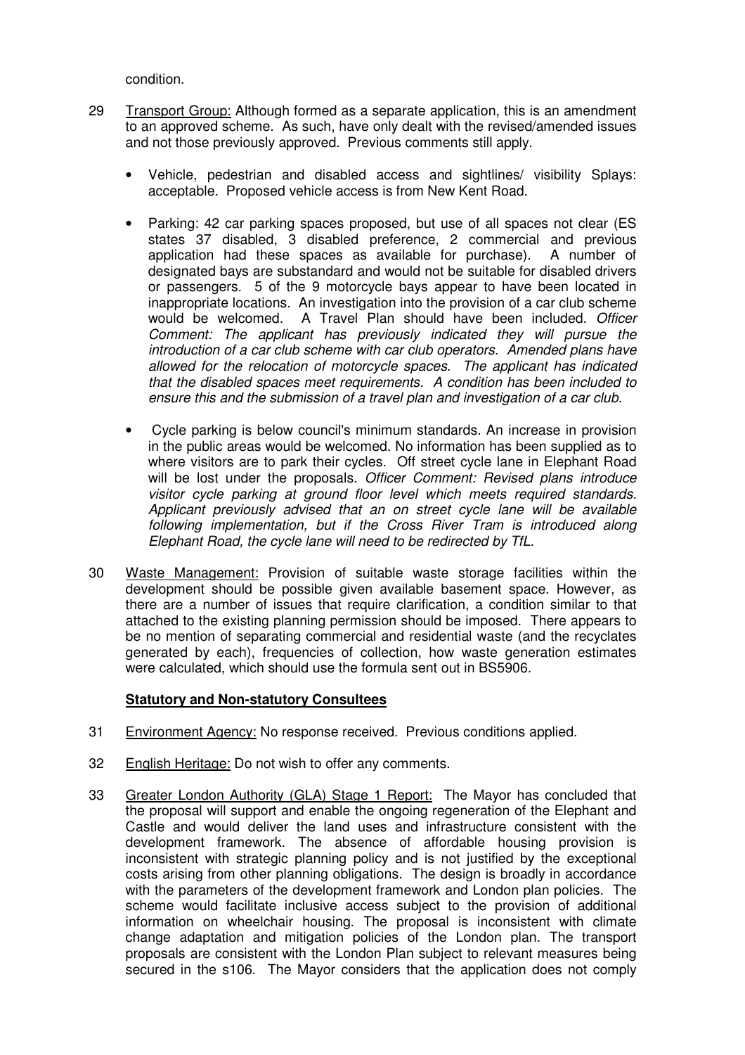condition.

29 Transport Group: Although formed as a separate application, this is an amendment to an approved scheme. As such, have only dealt with the revised/amended issues and not those previously approved. Previous comments still apply.

- Vehicle, pedestrian and disabled access and sightlines/ visibility Splays: acceptable. Proposed vehicle access is from New Kent Road.
- Parking: 42 car parking spaces proposed, but use of all spaces not clear (ES states 37 disabled, 3 disabled preference, 2 commercial and previous application had these spaces as available for purchase). A number of designated bays are substandard and would not be suitable for disabled drivers or passengers. 5 of the 9 motorcycle bays appear to have been located in inappropriate locations. An investigation into the provision of a car club scheme would be welcomed. A Travel Plan should have been included. *Officer Comment: The applicant has previously indicated they will pursue the introduction of a car club scheme with car club operators. Amended plans have allowed for the relocation of motorcycle spaces. The applicant has indicated that the disabled spaces meet requirements. A condition has been included to ensure this and the submission of a travel plan and investigation of a car club.*
- Cycle parking is below council's minimum standards. An increase in provision in the public areas would be welcomed. No information has been supplied as to where visitors are to park their cycles. Off street cycle lane in Elephant Road will be lost under the proposals. *Officer Comment: Revised plans introduce visitor cycle parking at ground floor level which meets required standards. Applicant previously advised that an on street cycle lane will be available following implementation, but if the Cross River Tram is introduced along Elephant Road, the cycle lane will need to be redirected by TfL.*

30 Waste Management: Provision of suitable waste storage facilities within the development should be possible given available basement space. However, as there are a number of issues that require clarification, a condition similar to that attached to the existing planning permission should be imposed. There appears to be no mention of separating commercial and residential waste (and the recyclates generated by each), frequencies of collection, how waste generation estimates were calculated, which should use the formula sent out in BS5906.

**Statutory and Non-statutory Consultees**

31 Environment Agency: No response received. Previous conditions applied.

32 English Heritage: Do not wish to offer any comments.

33 Greater London Authority (GLA) Stage 1 Report: The Mayor has concluded that the proposal will support and enable the ongoing regeneration of the Elephant and Castle and would deliver the land uses and infrastructure consistent with the development framework. The absence of affordable housing provision is inconsistent with strategic planning policy and is not justified by the exceptional costs arising from other planning obligations. The design is broadly in accordance with the parameters of the development framework and London plan policies. The scheme would facilitate inclusive access subject to the provision of additional information on wheelchair housing. The proposal is inconsistent with climate change adaptation and mitigation policies of the London plan. The transport proposals are consistent with the London Plan subject to relevant measures being secured in the s106. The Mayor considers that the application does not comply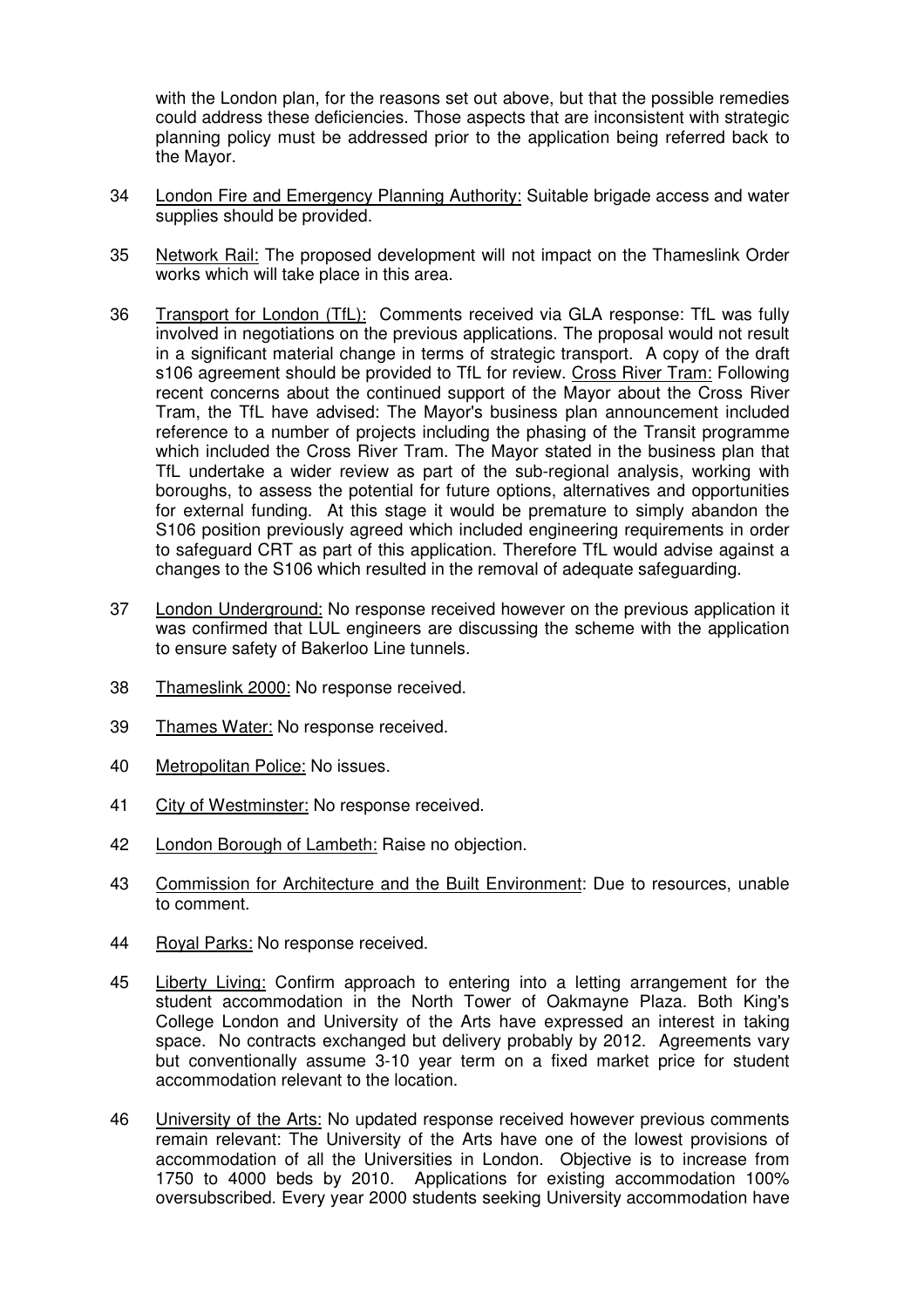with the London plan, for the reasons set out above, but that the possible remedies could address these deficiencies. Those aspects that are inconsistent with strategic planning policy must be addressed prior to the application being referred back to the Mayor.

34 London Fire and Emergency Planning Authority: Suitable brigade access and water supplies should be provided.

35 Network Rail: The proposed development will not impact on the Thameslink Order works which will take place in this area.

36 Transport for London (TfL): Comments received via GLA response: TfL was fully involved in negotiations on the previous applications. The proposal would not result in a significant material change in terms of strategic transport. A copy of the draft s106 agreement should be provided to TfL for review. Cross River Tram: Following recent concerns about the continued support of the Mayor about the Cross River Tram, the TfL have advised: The Mayor's business plan announcement included reference to a number of projects including the phasing of the Transit programme which included the Cross River Tram. The Mayor stated in the business plan that TfL undertake a wider review as part of the sub-regional analysis, working with boroughs, to assess the potential for future options, alternatives and opportunities for external funding. At this stage it would be premature to simply abandon the S106 position previously agreed which included engineering requirements in order to safeguard CRT as part of this application. Therefore TfL would advise against a changes to the S106 which resulted in the removal of adequate safeguarding.

37 London Underground: No response received however on the previous application it was confirmed that LUL engineers are discussing the scheme with the application to ensure safety of Bakerloo Line tunnels.

38 Thameslink 2000: No response received.

39 Thames Water: No response received.

40 Metropolitan Police: No issues.

41 City of Westminster: No response received.

42 London Borough of Lambeth: Raise no objection.

43 Commission for Architecture and the Built Environment: Due to resources, unable to comment.

44 Royal Parks: No response received.

45 Liberty Living: Confirm approach to entering into a letting arrangement for the student accommodation in the North Tower of Oakmayne Plaza. Both King's College London and University of the Arts have expressed an interest in taking space. No contracts exchanged but delivery probably by 2012. Agreements vary but conventionally assume 3-10 year term on a fixed market price for student accommodation relevant to the location.

46 University of the Arts: No updated response received however previous comments remain relevant: The University of the Arts have one of the lowest provisions of accommodation of all the Universities in London. Objective is to increase from 1750 to 4000 beds by 2010. Applications for existing accommodation 100% oversubscribed. Every year 2000 students seeking University accommodation have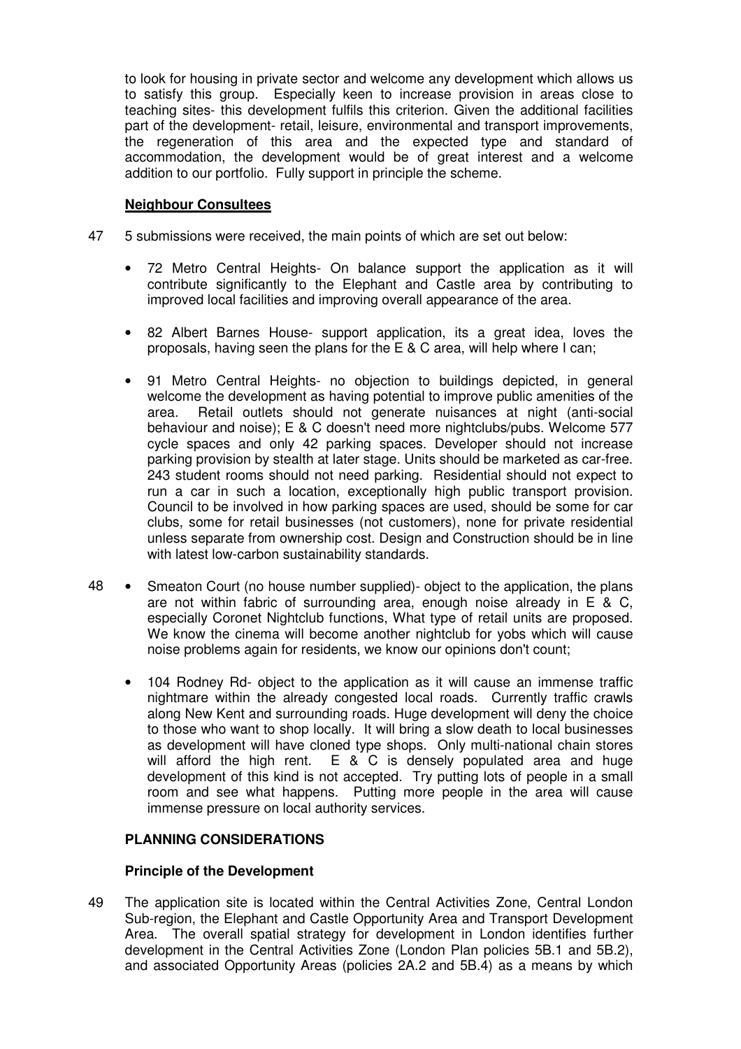to look for housing in private sector and welcome any development which allows us to satisfy this group. Especially keen to increase provision in areas close to teaching sites- this development fulfils this criterion. Given the additional facilities part of the development- retail, leisure, environmental and transport improvements, the regeneration of this area and the expected type and standard of accommodation, the development would be of great interest and a welcome addition to our portfolio. Fully support in principle the scheme.

**Neighbour Consultees**

47 5 submissions were received, the main points of which are set out below:

- 72 Metro Central Heights- On balance support the application as it will contribute significantly to the Elephant and Castle area by contributing to improved local facilities and improving overall appearance of the area.

- 82 Albert Barnes House- support application, its a great idea, loves the proposals, having seen the plans for the E & C area, will help where I can;

- 91 Metro Central Heights- no objection to buildings depicted, in general welcome the development as having potential to improve public amenities of the area. Retail outlets should not generate nuisances at night (anti-social behaviour and noise); E & C doesn't need more nightclubs/pubs. Welcome 577 cycle spaces and only 42 parking spaces. Developer should not increase parking provision by stealth at later stage. Units should be marketed as car-free. 243 student rooms should not need parking. Residential should not expect to run a car in such a location, exceptionally high public transport provision. Council to be involved in how parking spaces are used, should be some for car clubs, some for retail businesses (not customers), none for private residential unless separate from ownership cost. Design and Construction should be in line with latest low-carbon sustainability standards.

48
- Smeaton Court (no house number supplied)- object to the application, the plans are not within fabric of surrounding area, enough noise already in E & C, especially Coronet Nightclub functions, What type of retail units are proposed. We know the cinema will become another nightclub for yobs which will cause noise problems again for residents, we know our opinions don't count;

- 104 Rodney Rd- object to the application as it will cause an immense traffic nightmare within the already congested local roads. Currently traffic crawls along New Kent and surrounding roads. Huge development will deny the choice to those who want to shop locally. It will bring a slow death to local businesses as development will have cloned type shops. Only multi-national chain stores will afford the high rent. E & C is densely populated area and huge development of this kind is not accepted. Try putting lots of people in a small room and see what happens. Putting more people in the area will cause immense pressure on local authority services.

## PLANNING CONSIDERATIONS

### Principle of the Development

49 The application site is located within the Central Activities Zone, Central London Sub-region, the Elephant and Castle Opportunity Area and Transport Development Area. The overall spatial strategy for development in London identifies further development in the Central Activities Zone (London Plan policies 5B.1 and 5B.2), and associated Opportunity Areas (policies 2A.2 and 5B.4) as a means by which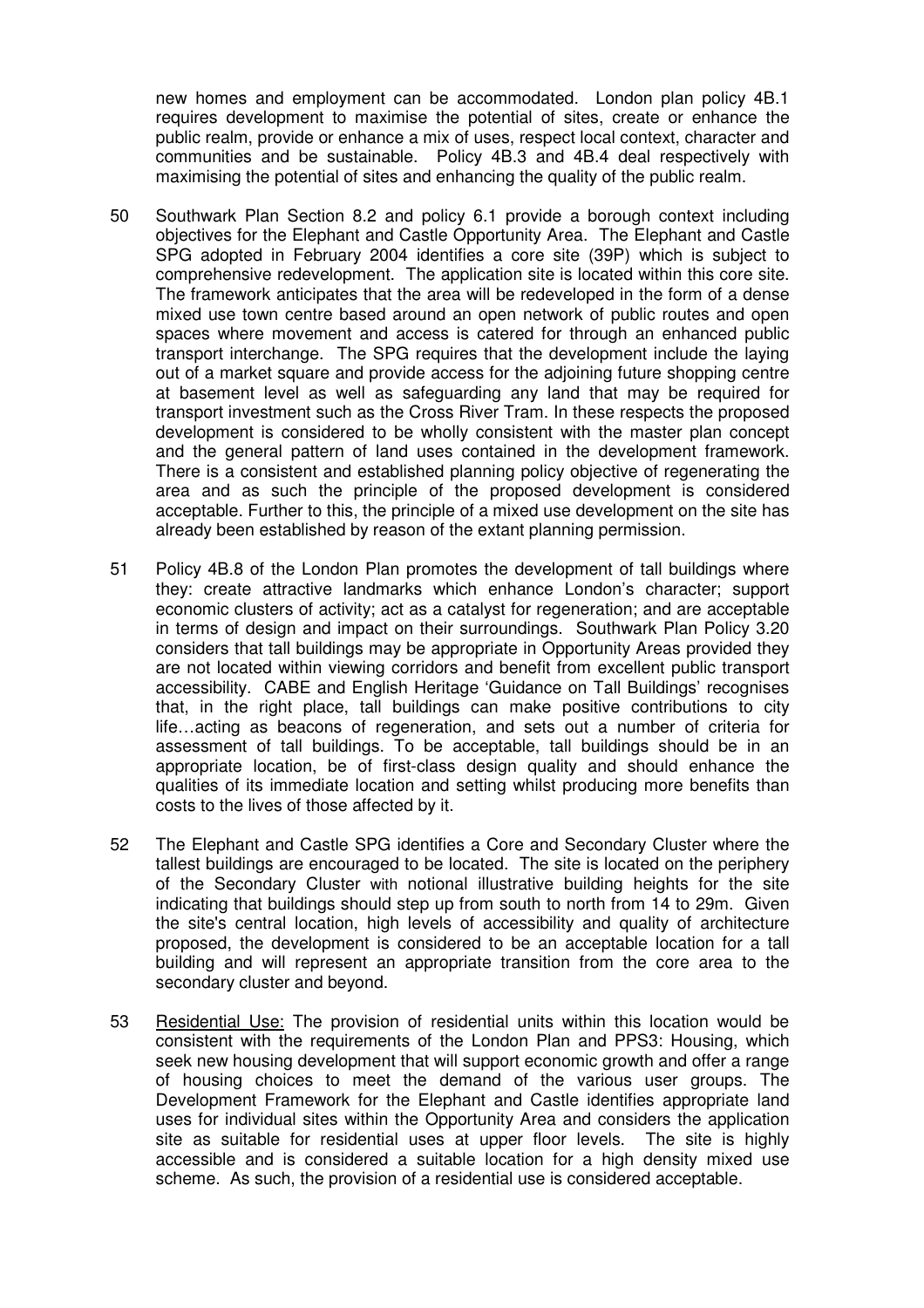new homes and employment can be accommodated. London plan policy 4B.1 requires development to maximise the potential of sites, create or enhance the public realm, provide or enhance a mix of uses, respect local context, character and communities and be sustainable. Policy 4B.3 and 4B.4 deal respectively with maximising the potential of sites and enhancing the quality of the public realm.

50 Southwark Plan Section 8.2 and policy 6.1 provide a borough context including objectives for the Elephant and Castle Opportunity Area. The Elephant and Castle SPG adopted in February 2004 identifies a core site (39P) which is subject to comprehensive redevelopment. The application site is located within this core site. The framework anticipates that the area will be redeveloped in the form of a dense mixed use town centre based around an open network of public routes and open spaces where movement and access is catered for through an enhanced public transport interchange. The SPG requires that the development include the laying out of a market square and provide access for the adjoining future shopping centre at basement level as well as safeguarding any land that may be required for transport investment such as the Cross River Tram. In these respects the proposed development is considered to be wholly consistent with the master plan concept and the general pattern of land uses contained in the development framework. There is a consistent and established planning policy objective of regenerating the area and as such the principle of the proposed development is considered acceptable. Further to this, the principle of a mixed use development on the site has already been established by reason of the extant planning permission.

51 Policy 4B.8 of the London Plan promotes the development of tall buildings where they: create attractive landmarks which enhance London's character; support economic clusters of activity; act as a catalyst for regeneration; and are acceptable in terms of design and impact on their surroundings. Southwark Plan Policy 3.20 considers that tall buildings may be appropriate in Opportunity Areas provided they are not located within viewing corridors and benefit from excellent public transport accessibility. CABE and English Heritage 'Guidance on Tall Buildings' recognises that, in the right place, tall buildings can make positive contributions to city life…acting as beacons of regeneration, and sets out a number of criteria for assessment of tall buildings. To be acceptable, tall buildings should be in an appropriate location, be of first-class design quality and should enhance the qualities of its immediate location and setting whilst producing more benefits than costs to the lives of those affected by it.

52 The Elephant and Castle SPG identifies a Core and Secondary Cluster where the tallest buildings are encouraged to be located. The site is located on the periphery of the Secondary Cluster with notional illustrative building heights for the site indicating that buildings should step up from south to north from 14 to 29m. Given the site's central location, high levels of accessibility and quality of architecture proposed, the development is considered to be an acceptable location for a tall building and will represent an appropriate transition from the core area to the secondary cluster and beyond.

53 <u>Residential Use:</u> The provision of residential units within this location would be consistent with the requirements of the London Plan and PPS3: Housing, which seek new housing development that will support economic growth and offer a range of housing choices to meet the demand of the various user groups. The Development Framework for the Elephant and Castle identifies appropriate land uses for individual sites within the Opportunity Area and considers the application site as suitable for residential uses at upper floor levels. The site is highly accessible and is considered a suitable location for a high density mixed use scheme. As such, the provision of a residential use is considered acceptable.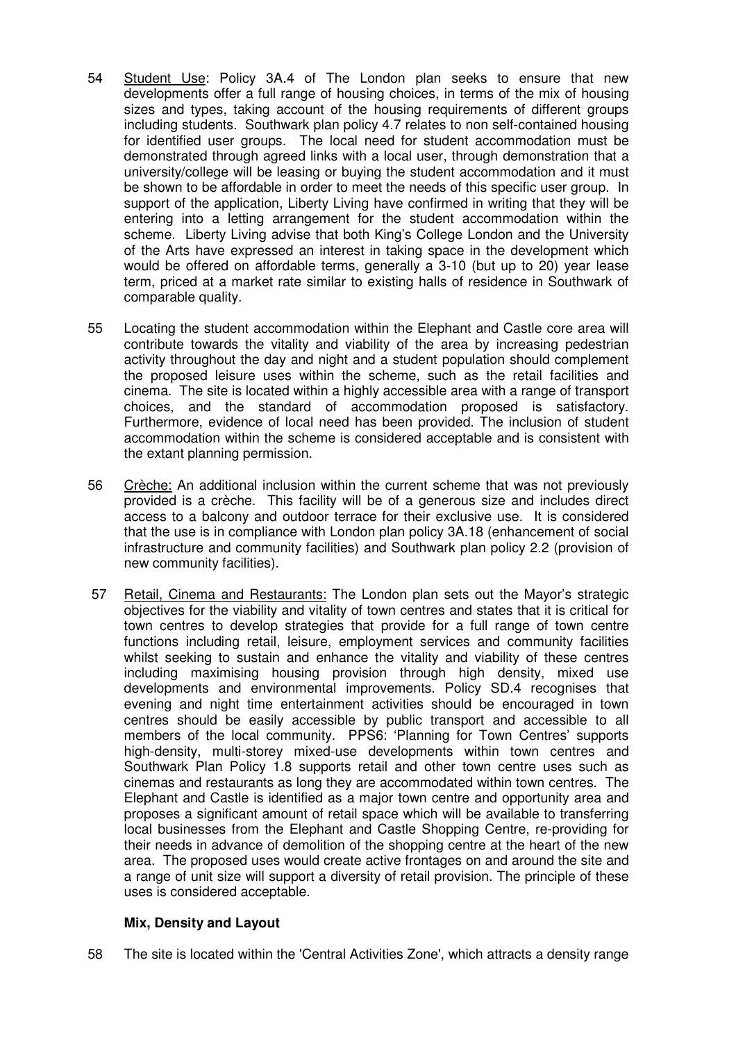54 Student Use: Policy 3A.4 of The London plan seeks to ensure that new developments offer a full range of housing choices, in terms of the mix of housing sizes and types, taking account of the housing requirements of different groups including students. Southwark plan policy 4.7 relates to non self-contained housing for identified user groups. The local need for student accommodation must be demonstrated through agreed links with a local user, through demonstration that a university/college will be leasing or buying the student accommodation and it must be shown to be affordable in order to meet the needs of this specific user group. In support of the application, Liberty Living have confirmed in writing that they will be entering into a letting arrangement for the student accommodation within the scheme. Liberty Living advise that both King's College London and the University of the Arts have expressed an interest in taking space in the development which would be offered on affordable terms, generally a 3-10 (but up to 20) year lease term, priced at a market rate similar to existing halls of residence in Southwark of comparable quality.

55 Locating the student accommodation within the Elephant and Castle core area will contribute towards the vitality and viability of the area by increasing pedestrian activity throughout the day and night and a student population should complement the proposed leisure uses within the scheme, such as the retail facilities and cinema. The site is located within a highly accessible area with a range of transport choices, and the standard of accommodation proposed is satisfactory. Furthermore, evidence of local need has been provided. The inclusion of student accommodation within the scheme is considered acceptable and is consistent with the extant planning permission.

56 Crèche: An additional inclusion within the current scheme that was not previously provided is a crèche. This facility will be of a generous size and includes direct access to a balcony and outdoor terrace for their exclusive use. It is considered that the use is in compliance with London plan policy 3A.18 (enhancement of social infrastructure and community facilities) and Southwark plan policy 2.2 (provision of new community facilities).

57 Retail, Cinema and Restaurants: The London plan sets out the Mayor's strategic objectives for the viability and vitality of town centres and states that it is critical for town centres to develop strategies that provide for a full range of town centre functions including retail, leisure, employment services and community facilities whilst seeking to sustain and enhance the vitality and viability of these centres including maximising housing provision through high density, mixed use developments and environmental improvements. Policy SD.4 recognises that evening and night time entertainment activities should be encouraged in town centres should be easily accessible by public transport and accessible to all members of the local community. PPS6: 'Planning for Town Centres' supports high-density, multi-storey mixed-use developments within town centres and Southwark Plan Policy 1.8 supports retail and other town centre uses such as cinemas and restaurants as long they are accommodated within town centres. The Elephant and Castle is identified as a major town centre and opportunity area and proposes a significant amount of retail space which will be available to transferring local businesses from the Elephant and Castle Shopping Centre, re-providing for their needs in advance of demolition of the shopping centre at the heart of the new area. The proposed uses would create active frontages on and around the site and a range of unit size will support a diversity of retail provision. The principle of these uses is considered acceptable.

**Mix, Density and Layout**

58 The site is located within the 'Central Activities Zone', which attracts a density range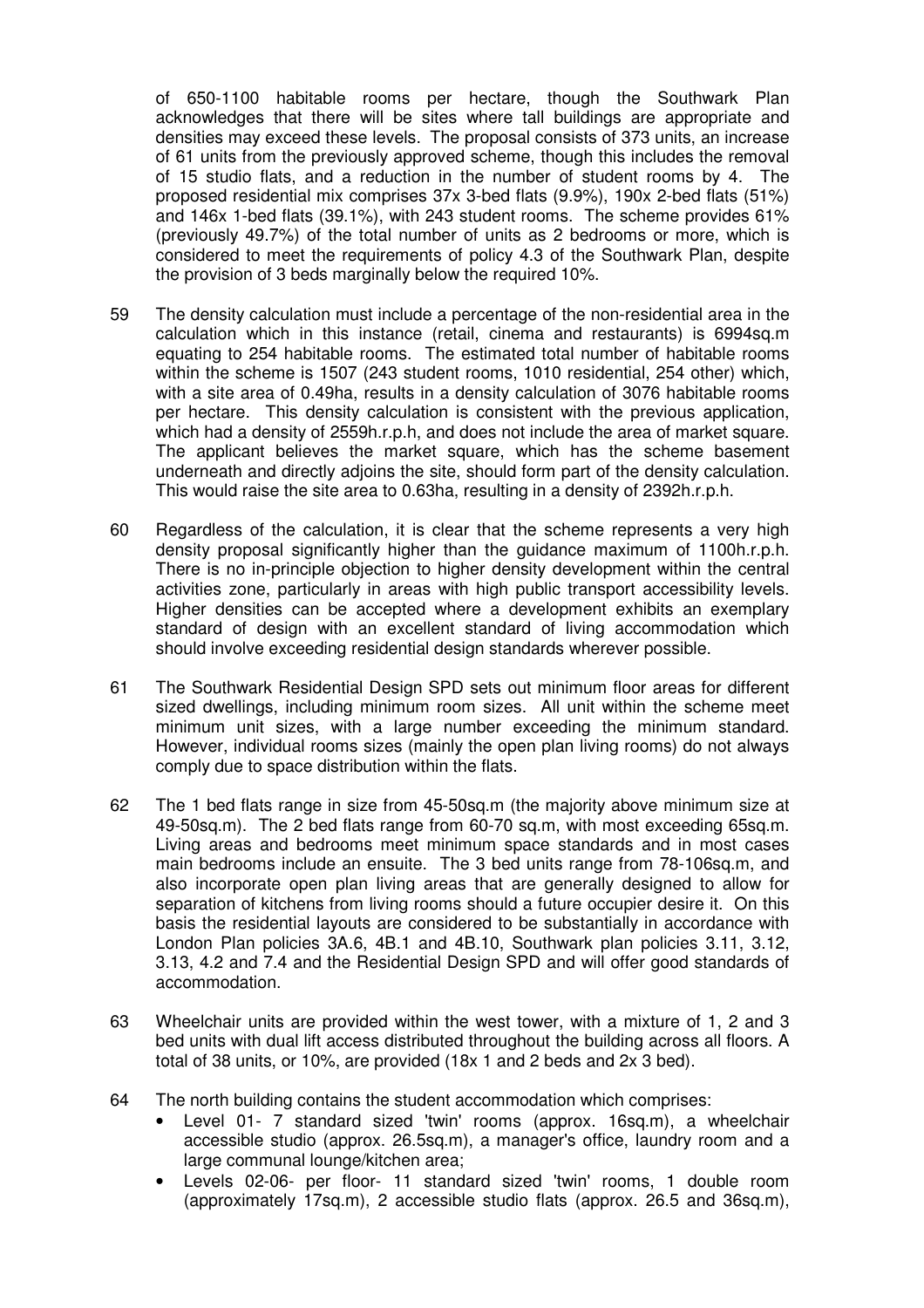of 650-1100 habitable rooms per hectare, though the Southwark Plan acknowledges that there will be sites where tall buildings are appropriate and densities may exceed these levels. The proposal consists of 373 units, an increase of 61 units from the previously approved scheme, though this includes the removal of 15 studio flats, and a reduction in the number of student rooms by 4. The proposed residential mix comprises 37x 3-bed flats (9.9%), 190x 2-bed flats (51%) and 146x 1-bed flats (39.1%), with 243 student rooms. The scheme provides 61% (previously 49.7%) of the total number of units as 2 bedrooms or more, which is considered to meet the requirements of policy 4.3 of the Southwark Plan, despite the provision of 3 beds marginally below the required 10%.

59 The density calculation must include a percentage of the non-residential area in the calculation which in this instance (retail, cinema and restaurants) is 6994sq.m equating to 254 habitable rooms. The estimated total number of habitable rooms within the scheme is 1507 (243 student rooms, 1010 residential, 254 other) which, with a site area of 0.49ha, results in a density calculation of 3076 habitable rooms per hectare. This density calculation is consistent with the previous application, which had a density of 2559h.r.p.h, and does not include the area of market square. The applicant believes the market square, which has the scheme basement underneath and directly adjoins the site, should form part of the density calculation. This would raise the site area to 0.63ha, resulting in a density of 2392h.r.p.h.

60 Regardless of the calculation, it is clear that the scheme represents a very high density proposal significantly higher than the guidance maximum of 1100h.r.p.h. There is no in-principle objection to higher density development within the central activities zone, particularly in areas with high public transport accessibility levels. Higher densities can be accepted where a development exhibits an exemplary standard of design with an excellent standard of living accommodation which should involve exceeding residential design standards wherever possible.

61 The Southwark Residential Design SPD sets out minimum floor areas for different sized dwellings, including minimum room sizes. All unit within the scheme meet minimum unit sizes, with a large number exceeding the minimum standard. However, individual rooms sizes (mainly the open plan living rooms) do not always comply due to space distribution within the flats.

62 The 1 bed flats range in size from 45-50sq.m (the majority above minimum size at 49-50sq.m). The 2 bed flats range from 60-70 sq.m, with most exceeding 65sq.m. Living areas and bedrooms meet minimum space standards and in most cases main bedrooms include an ensuite. The 3 bed units range from 78-106sq.m, and also incorporate open plan living areas that are generally designed to allow for separation of kitchens from living rooms should a future occupier desire it. On this basis the residential layouts are considered to be substantially in accordance with London Plan policies 3A.6, 4B.1 and 4B.10, Southwark plan policies 3.11, 3.12, 3.13, 4.2 and 7.4 and the Residential Design SPD and will offer good standards of accommodation.

63 Wheelchair units are provided within the west tower, with a mixture of 1, 2 and 3 bed units with dual lift access distributed throughout the building across all floors. A total of 38 units, or 10%, are provided (18x 1 and 2 beds and 2x 3 bed).

64 The north building contains the student accommodation which comprises:
- Level 01- 7 standard sized 'twin' rooms (approx. 16sq.m), a wheelchair accessible studio (approx. 26.5sq.m), a manager's office, laundry room and a large communal lounge/kitchen area;
- Levels 02-06- per floor- 11 standard sized 'twin' rooms, 1 double room (approximately 17sq.m), 2 accessible studio flats (approx. 26.5 and 36sq.m),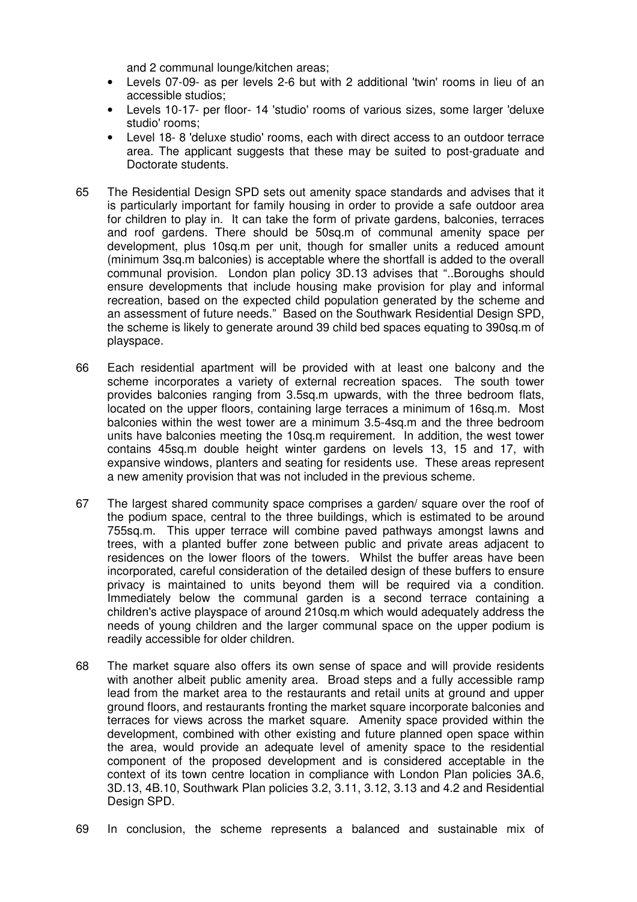and 2 communal lounge/kitchen areas;

- Levels 07-09- as per levels 2-6 but with 2 additional 'twin' rooms in lieu of an accessible studios;
- Levels 10-17- per floor- 14 'studio' rooms of various sizes, some larger 'deluxe studio' rooms;
- Level 18- 8 'deluxe studio' rooms, each with direct access to an outdoor terrace area. The applicant suggests that these may be suited to post-graduate and Doctorate students.

65 The Residential Design SPD sets out amenity space standards and advises that it is particularly important for family housing in order to provide a safe outdoor area for children to play in. It can take the form of private gardens, balconies, terraces and roof gardens. There should be 50sq.m of communal amenity space per development, plus 10sq.m per unit, though for smaller units a reduced amount (minimum 3sq.m balconies) is acceptable where the shortfall is added to the overall communal provision. London plan policy 3D.13 advises that "..Boroughs should ensure developments that include housing make provision for play and informal recreation, based on the expected child population generated by the scheme and an assessment of future needs." Based on the Southwark Residential Design SPD, the scheme is likely to generate around 39 child bed spaces equating to 390sq.m of playspace.

66 Each residential apartment will be provided with at least one balcony and the scheme incorporates a variety of external recreation spaces. The south tower provides balconies ranging from 3.5sq.m upwards, with the three bedroom flats, located on the upper floors, containing large terraces a minimum of 16sq.m. Most balconies within the west tower are a minimum 3.5-4sq.m and the three bedroom units have balconies meeting the 10sq.m requirement. In addition, the west tower contains 45sq.m double height winter gardens on levels 13, 15 and 17, with expansive windows, planters and seating for residents use. These areas represent a new amenity provision that was not included in the previous scheme.

67 The largest shared community space comprises a garden/ square over the roof of the podium space, central to the three buildings, which is estimated to be around 755sq.m. This upper terrace will combine paved pathways amongst lawns and trees, with a planted buffer zone between public and private areas adjacent to residences on the lower floors of the towers. Whilst the buffer areas have been incorporated, careful consideration of the detailed design of these buffers to ensure privacy is maintained to units beyond them will be required via a condition. Immediately below the communal garden is a second terrace containing a children's active playspace of around 210sq.m which would adequately address the needs of young children and the larger communal space on the upper podium is readily accessible for older children.

68 The market square also offers its own sense of space and will provide residents with another albeit public amenity area. Broad steps and a fully accessible ramp lead from the market area to the restaurants and retail units at ground and upper ground floors, and restaurants fronting the market square incorporate balconies and terraces for views across the market square. Amenity space provided within the development, combined with other existing and future planned open space within the area, would provide an adequate level of amenity space to the residential component of the proposed development and is considered acceptable in the context of its town centre location in compliance with London Plan policies 3A.6, 3D.13, 4B.10, Southwark Plan policies 3.2, 3.11, 3.12, 3.13 and 4.2 and Residential Design SPD.

69 In conclusion, the scheme represents a balanced and sustainable mix of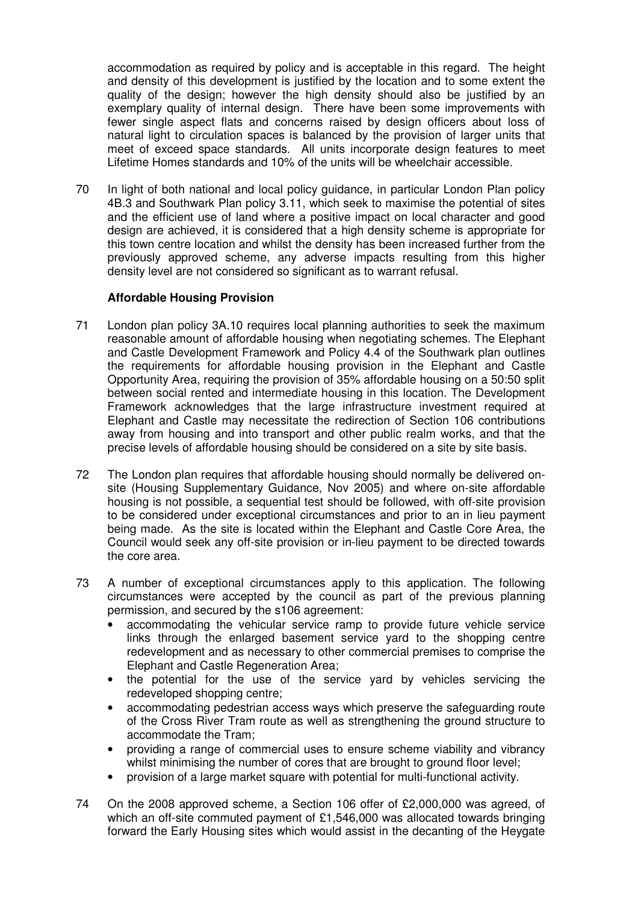accommodation as required by policy and is acceptable in this regard. The height and density of this development is justified by the location and to some extent the quality of the design; however the high density should also be justified by an exemplary quality of internal design. There have been some improvements with fewer single aspect flats and concerns raised by design officers about loss of natural light to circulation spaces is balanced by the provision of larger units that meet of exceed space standards. All units incorporate design features to meet Lifetime Homes standards and 10% of the units will be wheelchair accessible.

70 In light of both national and local policy guidance, in particular London Plan policy 4B.3 and Southwark Plan policy 3.11, which seek to maximise the potential of sites and the efficient use of land where a positive impact on local character and good design are achieved, it is considered that a high density scheme is appropriate for this town centre location and whilst the density has been increased further from the previously approved scheme, any adverse impacts resulting from this higher density level are not considered so significant as to warrant refusal.

**Affordable Housing Provision**

71 London plan policy 3A.10 requires local planning authorities to seek the maximum reasonable amount of affordable housing when negotiating schemes. The Elephant and Castle Development Framework and Policy 4.4 of the Southwark plan outlines the requirements for affordable housing provision in the Elephant and Castle Opportunity Area, requiring the provision of 35% affordable housing on a 50:50 split between social rented and intermediate housing in this location. The Development Framework acknowledges that the large infrastructure investment required at Elephant and Castle may necessitate the redirection of Section 106 contributions away from housing and into transport and other public realm works, and that the precise levels of affordable housing should be considered on a site by site basis.

72 The London plan requires that affordable housing should normally be delivered on-site (Housing Supplementary Guidance, Nov 2005) and where on-site affordable housing is not possible, a sequential test should be followed, with off-site provision to be considered under exceptional circumstances and prior to an in lieu payment being made. As the site is located within the Elephant and Castle Core Area, the Council would seek any off-site provision or in-lieu payment to be directed towards the core area.

73 A number of exceptional circumstances apply to this application. The following circumstances were accepted by the council as part of the previous planning permission, and secured by the s106 agreement:

- accommodating the vehicular service ramp to provide future vehicle service links through the enlarged basement service yard to the shopping centre redevelopment and as necessary to other commercial premises to comprise the Elephant and Castle Regeneration Area;
- the potential for the use of the service yard by vehicles servicing the redeveloped shopping centre;
- accommodating pedestrian access ways which preserve the safeguarding route of the Cross River Tram route as well as strengthening the ground structure to accommodate the Tram;
- providing a range of commercial uses to ensure scheme viability and vibrancy whilst minimising the number of cores that are brought to ground floor level;
- provision of a large market square with potential for multi-functional activity.

74 On the 2008 approved scheme, a Section 106 offer of £2,000,000 was agreed, of which an off-site commuted payment of £1,546,000 was allocated towards bringing forward the Early Housing sites which would assist in the decanting of the Heygate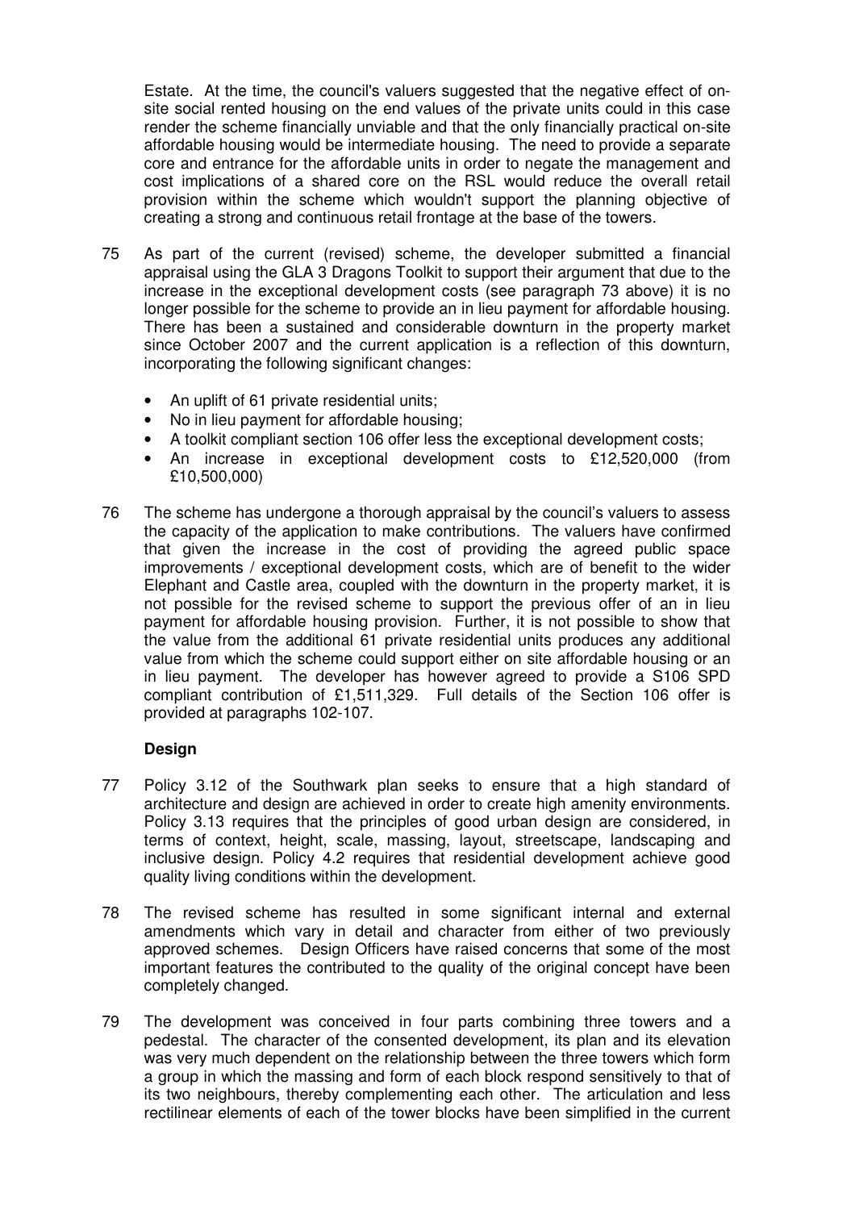Estate. At the time, the council's valuers suggested that the negative effect of on-site social rented housing on the end values of the private units could in this case render the scheme financially unviable and that the only financially practical on-site affordable housing would be intermediate housing. The need to provide a separate core and entrance for the affordable units in order to negate the management and cost implications of a shared core on the RSL would reduce the overall retail provision within the scheme which wouldn't support the planning objective of creating a strong and continuous retail frontage at the base of the towers.

75 As part of the current (revised) scheme, the developer submitted a financial appraisal using the GLA 3 Dragons Toolkit to support their argument that due to the increase in the exceptional development costs (see paragraph 73 above) it is no longer possible for the scheme to provide an in lieu payment for affordable housing. There has been a sustained and considerable downturn in the property market since October 2007 and the current application is a reflection of this downturn, incorporating the following significant changes:

- An uplift of 61 private residential units;
- No in lieu payment for affordable housing;
- A toolkit compliant section 106 offer less the exceptional development costs;
- An increase in exceptional development costs to £12,520,000 (from £10,500,000)

76 The scheme has undergone a thorough appraisal by the council's valuers to assess the capacity of the application to make contributions. The valuers have confirmed that given the increase in the cost of providing the agreed public space improvements / exceptional development costs, which are of benefit to the wider Elephant and Castle area, coupled with the downturn in the property market, it is not possible for the revised scheme to support the previous offer of an in lieu payment for affordable housing provision. Further, it is not possible to show that the value from the additional 61 private residential units produces any additional value from which the scheme could support either on site affordable housing or an in lieu payment. The developer has however agreed to provide a S106 SPD compliant contribution of £1,511,329. Full details of the Section 106 offer is provided at paragraphs 102-107.

**Design**

77 Policy 3.12 of the Southwark plan seeks to ensure that a high standard of architecture and design are achieved in order to create high amenity environments. Policy 3.13 requires that the principles of good urban design are considered, in terms of context, height, scale, massing, layout, streetscape, landscaping and inclusive design. Policy 4.2 requires that residential development achieve good quality living conditions within the development.

78 The revised scheme has resulted in some significant internal and external amendments which vary in detail and character from either of two previously approved schemes. Design Officers have raised concerns that some of the most important features the contributed to the quality of the original concept have been completely changed.

79 The development was conceived in four parts combining three towers and a pedestal. The character of the consented development, its plan and its elevation was very much dependent on the relationship between the three towers which form a group in which the massing and form of each block respond sensitively to that of its two neighbours, thereby complementing each other. The articulation and less rectilinear elements of each of the tower blocks have been simplified in the current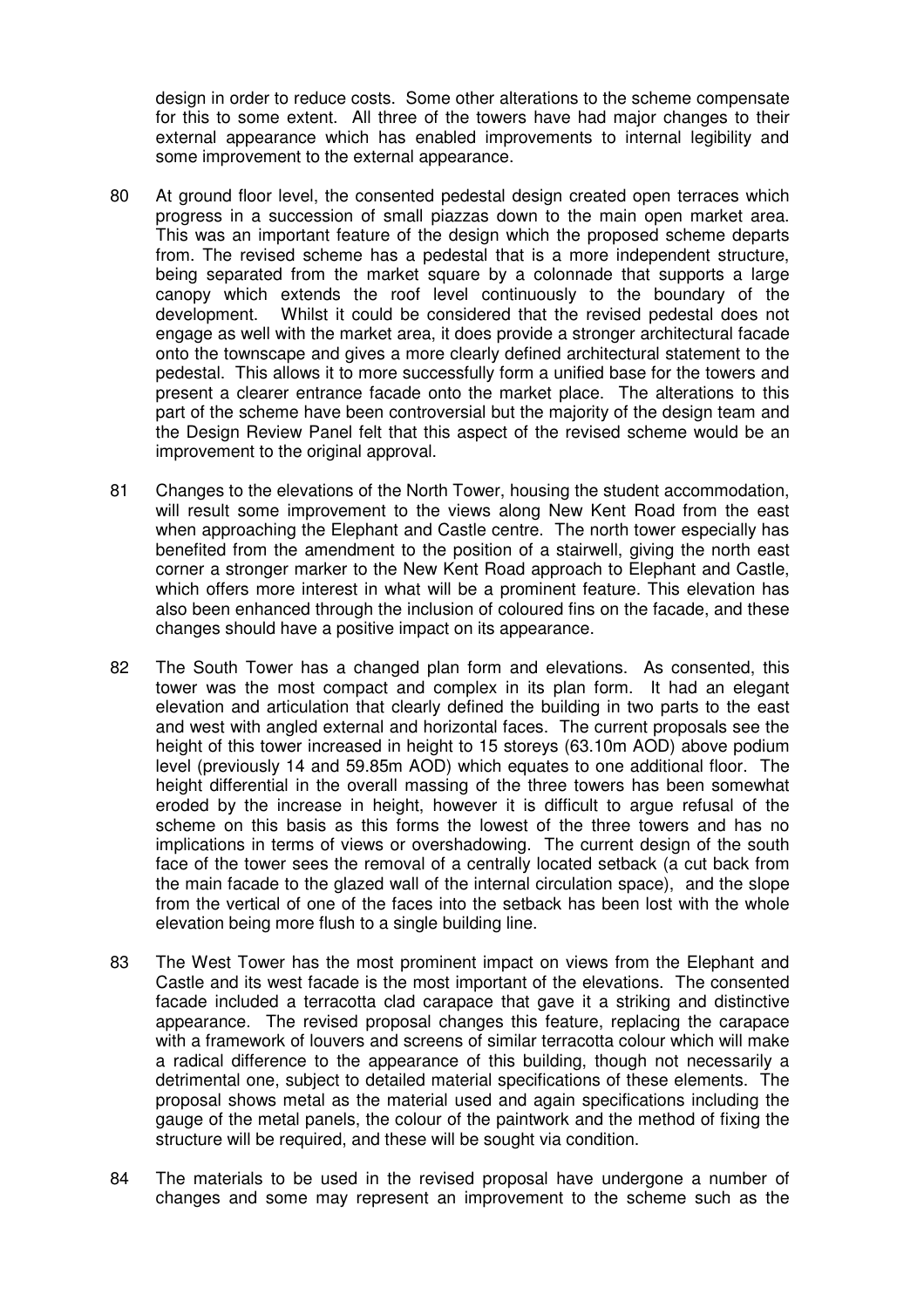design in order to reduce costs. Some other alterations to the scheme compensate for this to some extent. All three of the towers have had major changes to their external appearance which has enabled improvements to internal legibility and some improvement to the external appearance.

80 At ground floor level, the consented pedestal design created open terraces which progress in a succession of small piazzas down to the main open market area. This was an important feature of the design which the proposed scheme departs from. The revised scheme has a pedestal that is a more independent structure, being separated from the market square by a colonnade that supports a large canopy which extends the roof level continuously to the boundary of the development. Whilst it could be considered that the revised pedestal does not engage as well with the market area, it does provide a stronger architectural facade onto the townscape and gives a more clearly defined architectural statement to the pedestal. This allows it to more successfully form a unified base for the towers and present a clearer entrance facade onto the market place. The alterations to this part of the scheme have been controversial but the majority of the design team and the Design Review Panel felt that this aspect of the revised scheme would be an improvement to the original approval.

81 Changes to the elevations of the North Tower, housing the student accommodation, will result some improvement to the views along New Kent Road from the east when approaching the Elephant and Castle centre. The north tower especially has benefited from the amendment to the position of a stairwell, giving the north east corner a stronger marker to the New Kent Road approach to Elephant and Castle, which offers more interest in what will be a prominent feature. This elevation has also been enhanced through the inclusion of coloured fins on the facade, and these changes should have a positive impact on its appearance.

82 The South Tower has a changed plan form and elevations. As consented, this tower was the most compact and complex in its plan form. It had an elegant elevation and articulation that clearly defined the building in two parts to the east and west with angled external and horizontal faces. The current proposals see the height of this tower increased in height to 15 storeys (63.10m AOD) above podium level (previously 14 and 59.85m AOD) which equates to one additional floor. The height differential in the overall massing of the three towers has been somewhat eroded by the increase in height, however it is difficult to argue refusal of the scheme on this basis as this forms the lowest of the three towers and has no implications in terms of views or overshadowing. The current design of the south face of the tower sees the removal of a centrally located setback (a cut back from the main facade to the glazed wall of the internal circulation space), and the slope from the vertical of one of the faces into the setback has been lost with the whole elevation being more flush to a single building line.

83 The West Tower has the most prominent impact on views from the Elephant and Castle and its west facade is the most important of the elevations. The consented facade included a terracotta clad carapace that gave it a striking and distinctive appearance. The revised proposal changes this feature, replacing the carapace with a framework of louvers and screens of similar terracotta colour which will make a radical difference to the appearance of this building, though not necessarily a detrimental one, subject to detailed material specifications of these elements. The proposal shows metal as the material used and again specifications including the gauge of the metal panels, the colour of the paintwork and the method of fixing the structure will be required, and these will be sought via condition.

84 The materials to be used in the revised proposal have undergone a number of changes and some may represent an improvement to the scheme such as the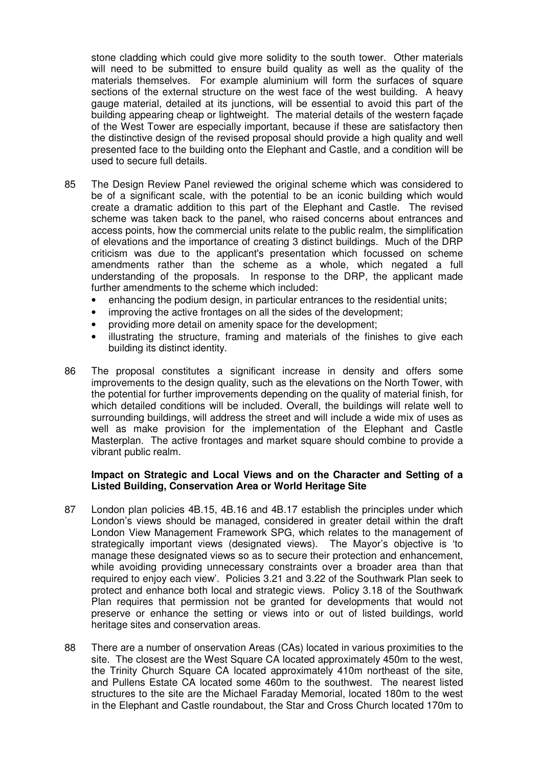stone cladding which could give more solidity to the south tower. Other materials will need to be submitted to ensure build quality as well as the quality of the materials themselves. For example aluminium will form the surfaces of square sections of the external structure on the west face of the west building. A heavy gauge material, detailed at its junctions, will be essential to avoid this part of the building appearing cheap or lightweight. The material details of the western façade of the West Tower are especially important, because if these are satisfactory then the distinctive design of the revised proposal should provide a high quality and well presented face to the building onto the Elephant and Castle, and a condition will be used to secure full details.

85 The Design Review Panel reviewed the original scheme which was considered to be of a significant scale, with the potential to be an iconic building which would create a dramatic addition to this part of the Elephant and Castle. The revised scheme was taken back to the panel, who raised concerns about entrances and access points, how the commercial units relate to the public realm, the simplification of elevations and the importance of creating 3 distinct buildings. Much of the DRP criticism was due to the applicant's presentation which focussed on scheme amendments rather than the scheme as a whole, which negated a full understanding of the proposals. In response to the DRP, the applicant made further amendments to the scheme which included:

- enhancing the podium design, in particular entrances to the residential units;
- improving the active frontages on all the sides of the development;
- providing more detail on amenity space for the development;
- illustrating the structure, framing and materials of the finishes to give each building its distinct identity.

86 The proposal constitutes a significant increase in density and offers some improvements to the design quality, such as the elevations on the North Tower, with the potential for further improvements depending on the quality of material finish, for which detailed conditions will be included. Overall, the buildings will relate well to surrounding buildings, will address the street and will include a wide mix of uses as well as make provision for the implementation of the Elephant and Castle Masterplan. The active frontages and market square should combine to provide a vibrant public realm.

**Impact on Strategic and Local Views and on the Character and Setting of a Listed Building, Conservation Area or World Heritage Site**

87 London plan policies 4B.15, 4B.16 and 4B.17 establish the principles under which London's views should be managed, considered in greater detail within the draft London View Management Framework SPG, which relates to the management of strategically important views (designated views). The Mayor's objective is 'to manage these designated views so as to secure their protection and enhancement, while avoiding providing unnecessary constraints over a broader area than that required to enjoy each view'. Policies 3.21 and 3.22 of the Southwark Plan seek to protect and enhance both local and strategic views. Policy 3.18 of the Southwark Plan requires that permission not be granted for developments that would not preserve or enhance the setting or views into or out of listed buildings, world heritage sites and conservation areas.

88 There are a number of onservation Areas (CAs) located in various proximities to the site. The closest are the West Square CA located approximately 450m to the west, the Trinity Church Square CA located approximately 410m northeast of the site, and Pullens Estate CA located some 460m to the southwest. The nearest listed structures to the site are the Michael Faraday Memorial, located 180m to the west in the Elephant and Castle roundabout, the Star and Cross Church located 170m to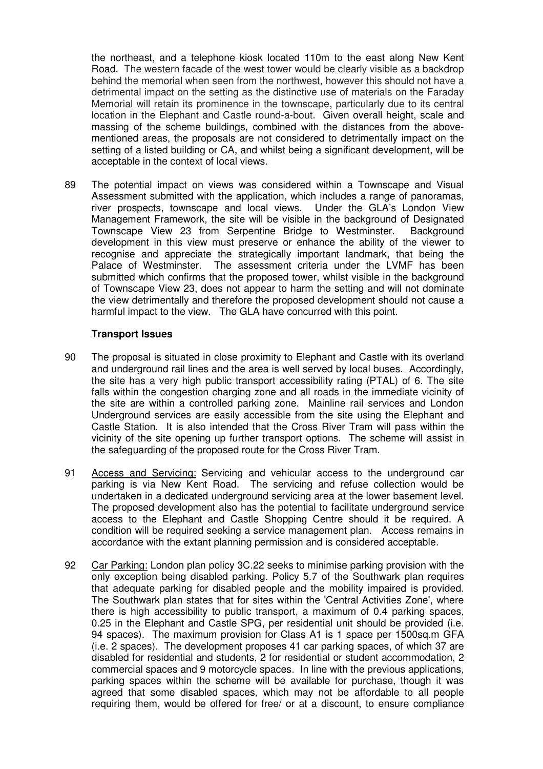the northeast, and a telephone kiosk located 110m to the east along New Kent Road. The western facade of the west tower would be clearly visible as a backdrop behind the memorial when seen from the northwest, however this should not have a detrimental impact on the setting as the distinctive use of materials on the Faraday Memorial will retain its prominence in the townscape, particularly due to its central location in the Elephant and Castle round-a-bout. Given overall height, scale and massing of the scheme buildings, combined with the distances from the above-mentioned areas, the proposals are not considered to detrimentally impact on the setting of a listed building or CA, and whilst being a significant development, will be acceptable in the context of local views.

89 The potential impact on views was considered within a Townscape and Visual Assessment submitted with the application, which includes a range of panoramas, river prospects, townscape and local views. Under the GLA's London View Management Framework, the site will be visible in the background of Designated Townscape View 23 from Serpentine Bridge to Westminster. Background development in this view must preserve or enhance the ability of the viewer to recognise and appreciate the strategically important landmark, that being the Palace of Westminster. The assessment criteria under the LVMF has been submitted which confirms that the proposed tower, whilst visible in the background of Townscape View 23, does not appear to harm the setting and will not dominate the view detrimentally and therefore the proposed development should not cause a harmful impact to the view. The GLA have concurred with this point.

**Transport Issues**

90 The proposal is situated in close proximity to Elephant and Castle with its overland and underground rail lines and the area is well served by local buses. Accordingly, the site has a very high public transport accessibility rating (PTAL) of 6. The site falls within the congestion charging zone and all roads in the immediate vicinity of the site are within a controlled parking zone. Mainline rail services and London Underground services are easily accessible from the site using the Elephant and Castle Station. It is also intended that the Cross River Tram will pass within the vicinity of the site opening up further transport options. The scheme will assist in the safeguarding of the proposed route for the Cross River Tram.

91 Access and Servicing: Servicing and vehicular access to the underground car parking is via New Kent Road. The servicing and refuse collection would be undertaken in a dedicated underground servicing area at the lower basement level. The proposed development also has the potential to facilitate underground service access to the Elephant and Castle Shopping Centre should it be required. A condition will be required seeking a service management plan. Access remains in accordance with the extant planning permission and is considered acceptable.

92 Car Parking: London plan policy 3C.22 seeks to minimise parking provision with the only exception being disabled parking. Policy 5.7 of the Southwark plan requires that adequate parking for disabled people and the mobility impaired is provided. The Southwark plan states that for sites within the 'Central Activities Zone', where there is high accessibility to public transport, a maximum of 0.4 parking spaces, 0.25 in the Elephant and Castle SPG, per residential unit should be provided (i.e. 94 spaces). The maximum provision for Class A1 is 1 space per 1500sq.m GFA (i.e. 2 spaces). The development proposes 41 car parking spaces, of which 37 are disabled for residential and students, 2 for residential or student accommodation, 2 commercial spaces and 9 motorcycle spaces. In line with the previous applications, parking spaces within the scheme will be available for purchase, though it was agreed that some disabled spaces, which may not be affordable to all people requiring them, would be offered for free/ or at a discount, to ensure compliance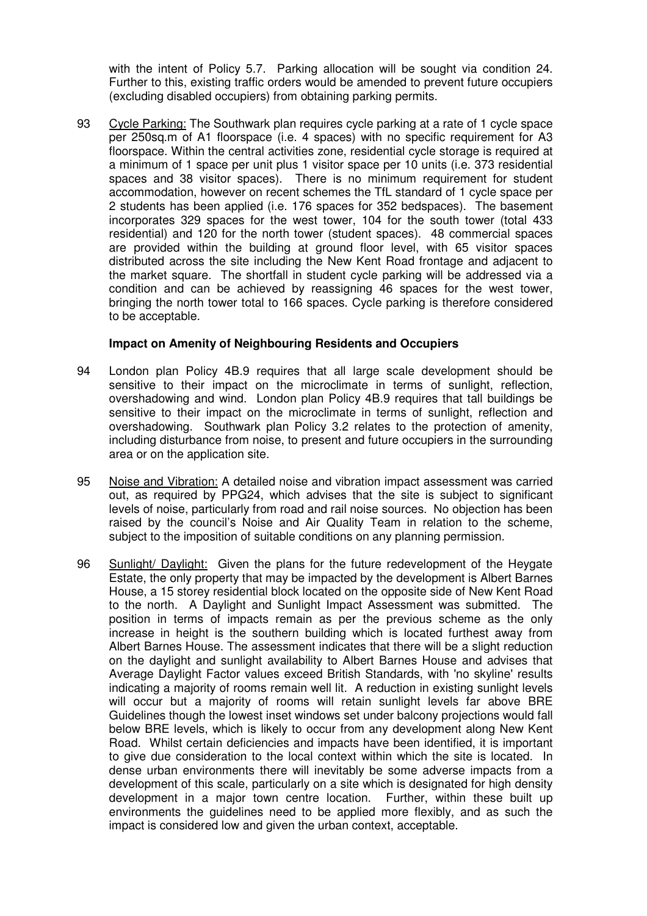with the intent of Policy 5.7. Parking allocation will be sought via condition 24. Further to this, existing traffic orders would be amended to prevent future occupiers (excluding disabled occupiers) from obtaining parking permits.

93 Cycle Parking: The Southwark plan requires cycle parking at a rate of 1 cycle space per 250sq.m of A1 floorspace (i.e. 4 spaces) with no specific requirement for A3 floorspace. Within the central activities zone, residential cycle storage is required at a minimum of 1 space per unit plus 1 visitor space per 10 units (i.e. 373 residential spaces and 38 visitor spaces). There is no minimum requirement for student accommodation, however on recent schemes the TfL standard of 1 cycle space per 2 students has been applied (i.e. 176 spaces for 352 bedspaces). The basement incorporates 329 spaces for the west tower, 104 for the south tower (total 433 residential) and 120 for the north tower (student spaces). 48 commercial spaces are provided within the building at ground floor level, with 65 visitor spaces distributed across the site including the New Kent Road frontage and adjacent to the market square. The shortfall in student cycle parking will be addressed via a condition and can be achieved by reassigning 46 spaces for the west tower, bringing the north tower total to 166 spaces. Cycle parking is therefore considered to be acceptable.

**Impact on Amenity of Neighbouring Residents and Occupiers**

94 London plan Policy 4B.9 requires that all large scale development should be sensitive to their impact on the microclimate in terms of sunlight, reflection, overshadowing and wind. London plan Policy 4B.9 requires that tall buildings be sensitive to their impact on the microclimate in terms of sunlight, reflection and overshadowing. Southwark plan Policy 3.2 relates to the protection of amenity, including disturbance from noise, to present and future occupiers in the surrounding area or on the application site.

95 Noise and Vibration: A detailed noise and vibration impact assessment was carried out, as required by PPG24, which advises that the site is subject to significant levels of noise, particularly from road and rail noise sources. No objection has been raised by the council's Noise and Air Quality Team in relation to the scheme, subject to the imposition of suitable conditions on any planning permission.

96 Sunlight/ Daylight: Given the plans for the future redevelopment of the Heygate Estate, the only property that may be impacted by the development is Albert Barnes House, a 15 storey residential block located on the opposite side of New Kent Road to the north. A Daylight and Sunlight Impact Assessment was submitted. The position in terms of impacts remain as per the previous scheme as the only increase in height is the southern building which is located furthest away from Albert Barnes House. The assessment indicates that there will be a slight reduction on the daylight and sunlight availability to Albert Barnes House and advises that Average Daylight Factor values exceed British Standards, with 'no skyline' results indicating a majority of rooms remain well lit. A reduction in existing sunlight levels will occur but a majority of rooms will retain sunlight levels far above BRE Guidelines though the lowest inset windows set under balcony projections would fall below BRE levels, which is likely to occur from any development along New Kent Road. Whilst certain deficiencies and impacts have been identified, it is important to give due consideration to the local context within which the site is located. In dense urban environments there will inevitably be some adverse impacts from a development of this scale, particularly on a site which is designated for high density development in a major town centre location. Further, within these built up environments the guidelines need to be applied more flexibly, and as such the impact is considered low and given the urban context, acceptable.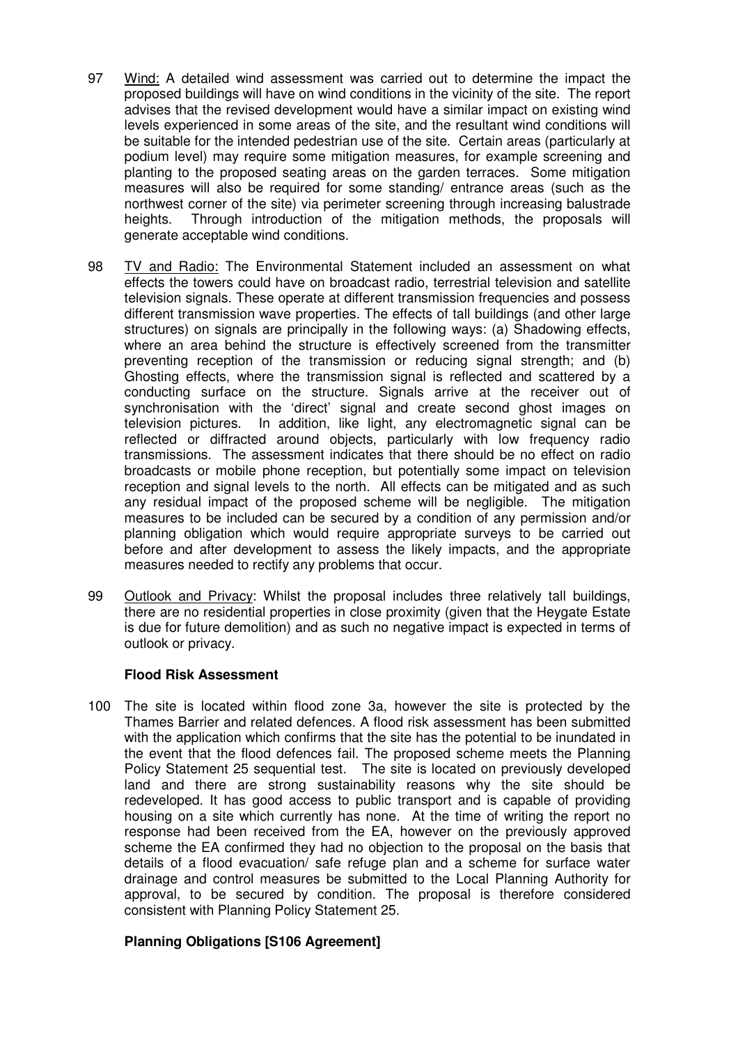97 <u>Wind:</u> A detailed wind assessment was carried out to determine the impact the proposed buildings will have on wind conditions in the vicinity of the site. The report advises that the revised development would have a similar impact on existing wind levels experienced in some areas of the site, and the resultant wind conditions will be suitable for the intended pedestrian use of the site. Certain areas (particularly at podium level) may require some mitigation measures, for example screening and planting to the proposed seating areas on the garden terraces. Some mitigation measures will also be required for some standing/ entrance areas (such as the northwest corner of the site) via perimeter screening through increasing balustrade heights. Through introduction of the mitigation methods, the proposals will generate acceptable wind conditions.

98 <u>TV and Radio:</u> The Environmental Statement included an assessment on what effects the towers could have on broadcast radio, terrestrial television and satellite television signals. These operate at different transmission frequencies and possess different transmission wave properties. The effects of tall buildings (and other large structures) on signals are principally in the following ways: (a) Shadowing effects, where an area behind the structure is effectively screened from the transmitter preventing reception of the transmission or reducing signal strength; and (b) Ghosting effects, where the transmission signal is reflected and scattered by a conducting surface on the structure. Signals arrive at the receiver out of synchronisation with the 'direct' signal and create second ghost images on television pictures. In addition, like light, any electromagnetic signal can be reflected or diffracted around objects, particularly with low frequency radio transmissions. The assessment indicates that there should be no effect on radio broadcasts or mobile phone reception, but potentially some impact on television reception and signal levels to the north. All effects can be mitigated and as such any residual impact of the proposed scheme will be negligible. The mitigation measures to be included can be secured by a condition of any permission and/or planning obligation which would require appropriate surveys to be carried out before and after development to assess the likely impacts, and the appropriate measures needed to rectify any problems that occur.

99 <u>Outlook and Privacy</u>: Whilst the proposal includes three relatively tall buildings, there are no residential properties in close proximity (given that the Heygate Estate is due for future demolition) and as such no negative impact is expected in terms of outlook or privacy.

**Flood Risk Assessment**

100 The site is located within flood zone 3a, however the site is protected by the Thames Barrier and related defences. A flood risk assessment has been submitted with the application which confirms that the site has the potential to be inundated in the event that the flood defences fail. The proposed scheme meets the Planning Policy Statement 25 sequential test. The site is located on previously developed land and there are strong sustainability reasons why the site should be redeveloped. It has good access to public transport and is capable of providing housing on a site which currently has none. At the time of writing the report no response had been received from the EA, however on the previously approved scheme the EA confirmed they had no objection to the proposal on the basis that details of a flood evacuation/ safe refuge plan and a scheme for surface water drainage and control measures be submitted to the Local Planning Authority for approval, to be secured by condition. The proposal is therefore considered consistent with Planning Policy Statement 25.

**Planning Obligations [S106 Agreement]**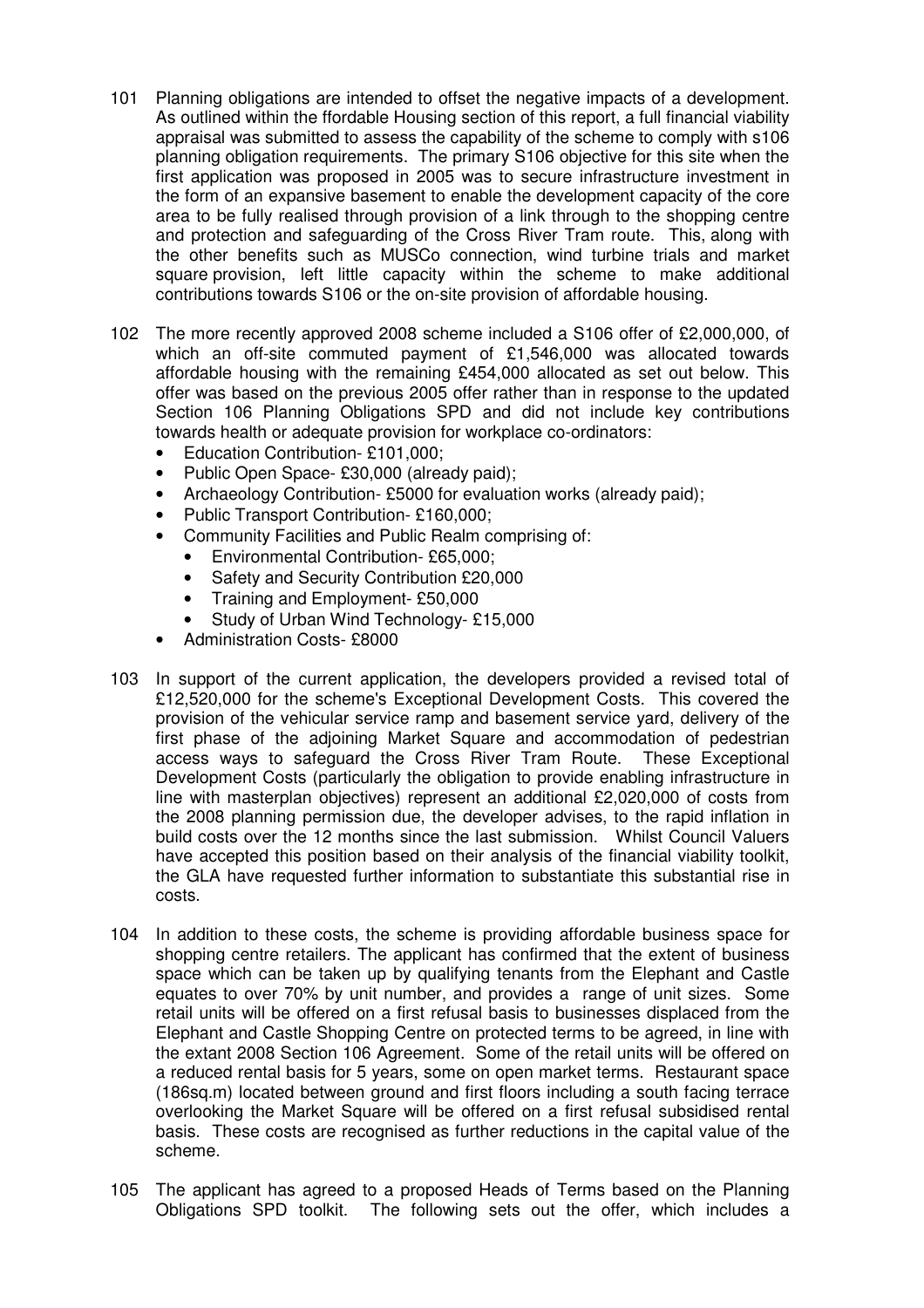101 Planning obligations are intended to offset the negative impacts of a development. As outlined within the ffordable Housing section of this report, a full financial viability appraisal was submitted to assess the capability of the scheme to comply with s106 planning obligation requirements. The primary S106 objective for this site when the first application was proposed in 2005 was to secure infrastructure investment in the form of an expansive basement to enable the development capacity of the core area to be fully realised through provision of a link through to the shopping centre and protection and safeguarding of the Cross River Tram route. This, along with the other benefits such as MUSCo connection, wind turbine trials and market square provision, left little capacity within the scheme to make additional contributions towards S106 or the on-site provision of affordable housing.

102 The more recently approved 2008 scheme included a S106 offer of £2,000,000, of which an off-site commuted payment of £1,546,000 was allocated towards affordable housing with the remaining £454,000 allocated as set out below. This offer was based on the previous 2005 offer rather than in response to the updated Section 106 Planning Obligations SPD and did not include key contributions towards health or adequate provision for workplace co-ordinators:

- Education Contribution- £101,000;
- Public Open Space- £30,000 (already paid);
- Archaeology Contribution- £5000 for evaluation works (already paid);
- Public Transport Contribution- £160,000;
- Community Facilities and Public Realm comprising of:
  - Environmental Contribution- £65,000;
  - Safety and Security Contribution £20,000
  - Training and Employment- £50,000
  - Study of Urban Wind Technology- £15,000
- Administration Costs- £8000

103 In support of the current application, the developers provided a revised total of £12,520,000 for the scheme's Exceptional Development Costs. This covered the provision of the vehicular service ramp and basement service yard, delivery of the first phase of the adjoining Market Square and accommodation of pedestrian access ways to safeguard the Cross River Tram Route. These Exceptional Development Costs (particularly the obligation to provide enabling infrastructure in line with masterplan objectives) represent an additional £2,020,000 of costs from the 2008 planning permission due, the developer advises, to the rapid inflation in build costs over the 12 months since the last submission. Whilst Council Valuers have accepted this position based on their analysis of the financial viability toolkit, the GLA have requested further information to substantiate this substantial rise in costs.

104 In addition to these costs, the scheme is providing affordable business space for shopping centre retailers. The applicant has confirmed that the extent of business space which can be taken up by qualifying tenants from the Elephant and Castle equates to over 70% by unit number, and provides a range of unit sizes. Some retail units will be offered on a first refusal basis to businesses displaced from the Elephant and Castle Shopping Centre on protected terms to be agreed, in line with the extant 2008 Section 106 Agreement. Some of the retail units will be offered on a reduced rental basis for 5 years, some on open market terms. Restaurant space (186sq.m) located between ground and first floors including a south facing terrace overlooking the Market Square will be offered on a first refusal subsidised rental basis. These costs are recognised as further reductions in the capital value of the scheme.

105 The applicant has agreed to a proposed Heads of Terms based on the Planning Obligations SPD toolkit. The following sets out the offer, which includes a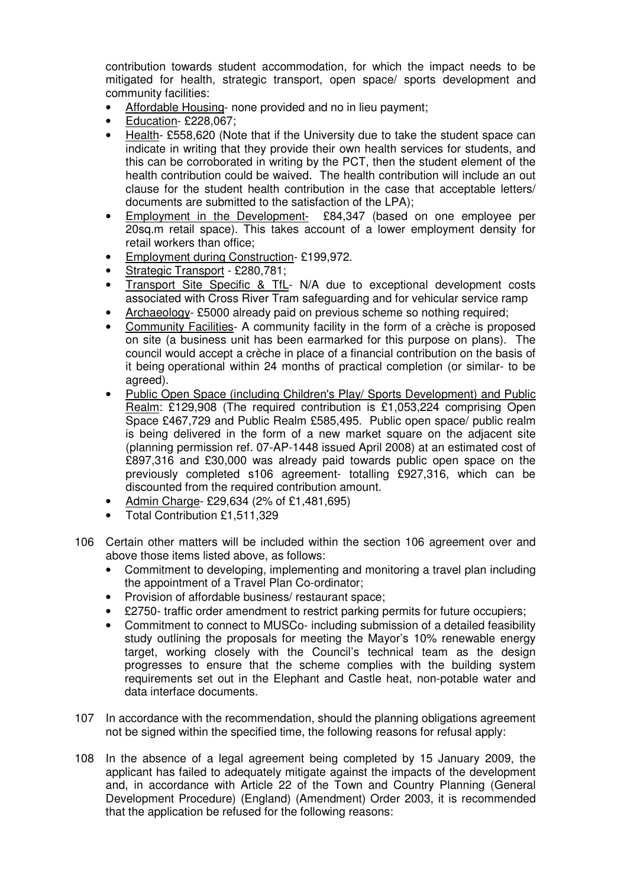contribution towards student accommodation, for which the impact needs to be mitigated for health, strategic transport, open space/ sports development and community facilities:

- Affordable Housing- none provided and no in lieu payment;
- Education- £228,067;
- Health- £558,620 (Note that if the University due to take the student space can indicate in writing that they provide their own health services for students, and this can be corroborated in writing by the PCT, then the student element of the health contribution could be waived. The health contribution will include an out clause for the student health contribution in the case that acceptable letters/ documents are submitted to the satisfaction of the LPA);
- Employment in the Development- £84,347 (based on one employee per 20sq.m retail space). This takes account of a lower employment density for retail workers than office;
- Employment during Construction- £199,972.
- Strategic Transport - £280,781;
- Transport Site Specific & TfL- N/A due to exceptional development costs associated with Cross River Tram safeguarding and for vehicular service ramp
- Archaeology- £5000 already paid on previous scheme so nothing required;
- Community Facilities- A community facility in the form of a crèche is proposed on site (a business unit has been earmarked for this purpose on plans). The council would accept a crèche in place of a financial contribution on the basis of it being operational within 24 months of practical completion (or similar- to be agreed).
- Public Open Space (including Children's Play/ Sports Development) and Public Realm: £129,908 (The required contribution is £1,053,224 comprising Open Space £467,729 and Public Realm £585,495. Public open space/ public realm is being delivered in the form of a new market square on the adjacent site (planning permission ref. 07-AP-1448 issued April 2008) at an estimated cost of £897,316 and £30,000 was already paid towards public open space on the previously completed s106 agreement- totalling £927,316, which can be discounted from the required contribution amount.
- Admin Charge- £29,634 (2% of £1,481,695)
- Total Contribution £1,511,329

106 Certain other matters will be included within the section 106 agreement over and above those items listed above, as follows:

- Commitment to developing, implementing and monitoring a travel plan including the appointment of a Travel Plan Co-ordinator;
- Provision of affordable business/ restaurant space;
- £2750- traffic order amendment to restrict parking permits for future occupiers;
- Commitment to connect to MUSCo- including submission of a detailed feasibility study outlining the proposals for meeting the Mayor's 10% renewable energy target, working closely with the Council's technical team as the design progresses to ensure that the scheme complies with the building system requirements set out in the Elephant and Castle heat, non-potable water and data interface documents.

107 In accordance with the recommendation, should the planning obligations agreement not be signed within the specified time, the following reasons for refusal apply:

108 In the absence of a legal agreement being completed by 15 January 2009, the applicant has failed to adequately mitigate against the impacts of the development and, in accordance with Article 22 of the Town and Country Planning (General Development Procedure) (England) (Amendment) Order 2003, it is recommended that the application be refused for the following reasons: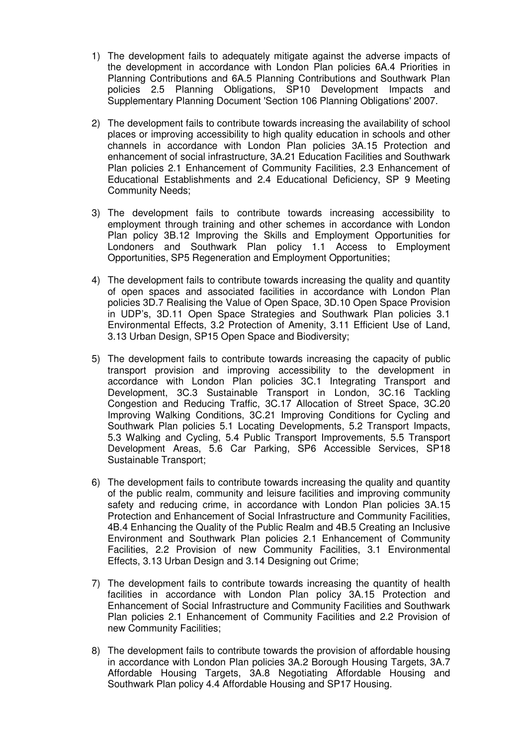1) The development fails to adequately mitigate against the adverse impacts of the development in accordance with London Plan policies 6A.4 Priorities in Planning Contributions and 6A.5 Planning Contributions and Southwark Plan policies 2.5 Planning Obligations, SP10 Development Impacts and Supplementary Planning Document 'Section 106 Planning Obligations' 2007.

2) The development fails to contribute towards increasing the availability of school places or improving accessibility to high quality education in schools and other channels in accordance with London Plan policies 3A.15 Protection and enhancement of social infrastructure, 3A.21 Education Facilities and Southwark Plan policies 2.1 Enhancement of Community Facilities, 2.3 Enhancement of Educational Establishments and 2.4 Educational Deficiency, SP 9 Meeting Community Needs;

3) The development fails to contribute towards increasing accessibility to employment through training and other schemes in accordance with London Plan policy 3B.12 Improving the Skills and Employment Opportunities for Londoners and Southwark Plan policy 1.1 Access to Employment Opportunities, SP5 Regeneration and Employment Opportunities;

4) The development fails to contribute towards increasing the quality and quantity of open spaces and associated facilities in accordance with London Plan policies 3D.7 Realising the Value of Open Space, 3D.10 Open Space Provision in UDP's, 3D.11 Open Space Strategies and Southwark Plan policies 3.1 Environmental Effects, 3.2 Protection of Amenity, 3.11 Efficient Use of Land, 3.13 Urban Design, SP15 Open Space and Biodiversity;

5) The development fails to contribute towards increasing the capacity of public transport provision and improving accessibility to the development in accordance with London Plan policies 3C.1 Integrating Transport and Development, 3C.3 Sustainable Transport in London, 3C.16 Tackling Congestion and Reducing Traffic, 3C.17 Allocation of Street Space, 3C.20 Improving Walking Conditions, 3C.21 Improving Conditions for Cycling and Southwark Plan policies 5.1 Locating Developments, 5.2 Transport Impacts, 5.3 Walking and Cycling, 5.4 Public Transport Improvements, 5.5 Transport Development Areas, 5.6 Car Parking, SP6 Accessible Services, SP18 Sustainable Transport;

6) The development fails to contribute towards increasing the quality and quantity of the public realm, community and leisure facilities and improving community safety and reducing crime, in accordance with London Plan policies 3A.15 Protection and Enhancement of Social Infrastructure and Community Facilities, 4B.4 Enhancing the Quality of the Public Realm and 4B.5 Creating an Inclusive Environment and Southwark Plan policies 2.1 Enhancement of Community Facilities, 2.2 Provision of new Community Facilities, 3.1 Environmental Effects, 3.13 Urban Design and 3.14 Designing out Crime;

7) The development fails to contribute towards increasing the quantity of health facilities in accordance with London Plan policy 3A.15 Protection and Enhancement of Social Infrastructure and Community Facilities and Southwark Plan policies 2.1 Enhancement of Community Facilities and 2.2 Provision of new Community Facilities;

8) The development fails to contribute towards the provision of affordable housing in accordance with London Plan policies 3A.2 Borough Housing Targets, 3A.7 Affordable Housing Targets, 3A.8 Negotiating Affordable Housing and Southwark Plan policy 4.4 Affordable Housing and SP17 Housing.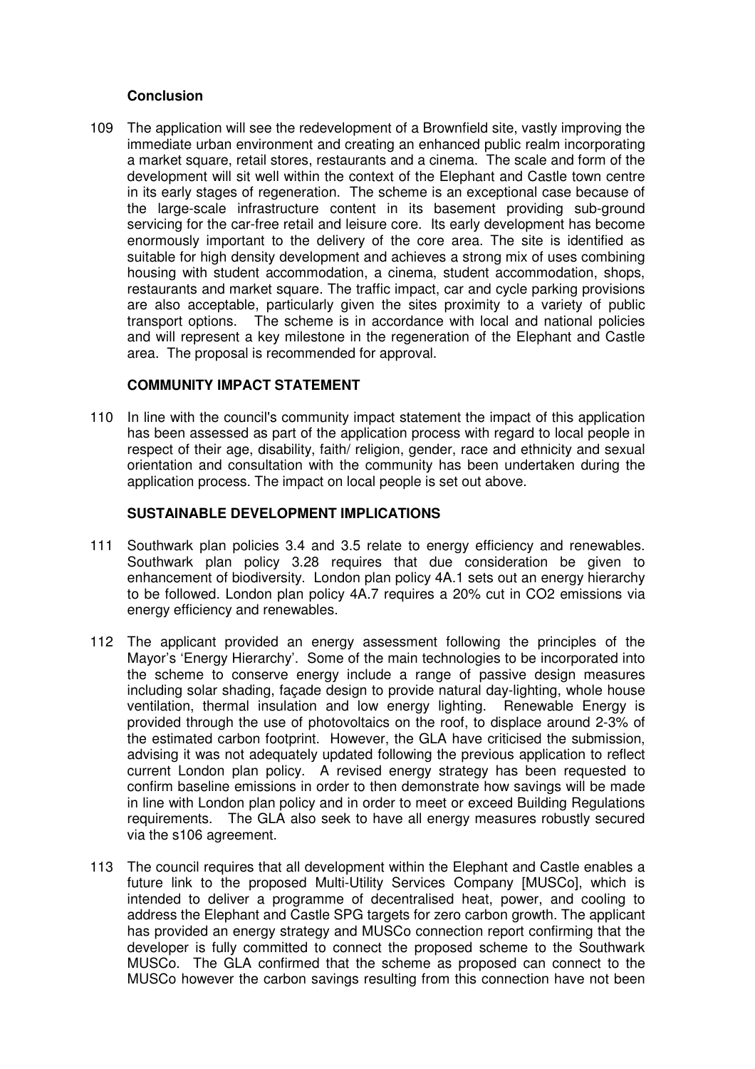## Conclusion

109 The application will see the redevelopment of a Brownfield site, vastly improving the immediate urban environment and creating an enhanced public realm incorporating a market square, retail stores, restaurants and a cinema. The scale and form of the development will sit well within the context of the Elephant and Castle town centre in its early stages of regeneration. The scheme is an exceptional case because of the large-scale infrastructure content in its basement providing sub-ground servicing for the car-free retail and leisure core. Its early development has become enormously important to the delivery of the core area. The site is identified as suitable for high density development and achieves a strong mix of uses combining housing with student accommodation, a cinema, student accommodation, shops, restaurants and market square. The traffic impact, car and cycle parking provisions are also acceptable, particularly given the sites proximity to a variety of public transport options. The scheme is in accordance with local and national policies and will represent a key milestone in the regeneration of the Elephant and Castle area. The proposal is recommended for approval.

## COMMUNITY IMPACT STATEMENT

110 In line with the council's community impact statement the impact of this application has been assessed as part of the application process with regard to local people in respect of their age, disability, faith/ religion, gender, race and ethnicity and sexual orientation and consultation with the community has been undertaken during the application process. The impact on local people is set out above.

## SUSTAINABLE DEVELOPMENT IMPLICATIONS

111 Southwark plan policies 3.4 and 3.5 relate to energy efficiency and renewables. Southwark plan policy 3.28 requires that due consideration be given to enhancement of biodiversity. London plan policy 4A.1 sets out an energy hierarchy to be followed. London plan policy 4A.7 requires a 20% cut in $CO_2$ emissions via energy efficiency and renewables.

112 The applicant provided an energy assessment following the principles of the Mayor's 'Energy Hierarchy'. Some of the main technologies to be incorporated into the scheme to conserve energy include a range of passive design measures including solar shading, façade design to provide natural day-lighting, whole house ventilation, thermal insulation and low energy lighting. Renewable Energy is provided through the use of photovoltaics on the roof, to displace around 2-3% of the estimated carbon footprint. However, the GLA have criticised the submission, advising it was not adequately updated following the previous application to reflect current London plan policy. A revised energy strategy has been requested to confirm baseline emissions in order to then demonstrate how savings will be made in line with London plan policy and in order to meet or exceed Building Regulations requirements. The GLA also seek to have all energy measures robustly secured via the s106 agreement.

113 The council requires that all development within the Elephant and Castle enables a future link to the proposed Multi-Utility Services Company [MUSCo], which is intended to deliver a programme of decentralised heat, power, and cooling to address the Elephant and Castle SPG targets for zero carbon growth. The applicant has provided an energy strategy and MUSCo connection report confirming that the developer is fully committed to connect the proposed scheme to the Southwark MUSCo. The GLA confirmed that the scheme as proposed can connect to the MUSCo however the carbon savings resulting from this connection have not been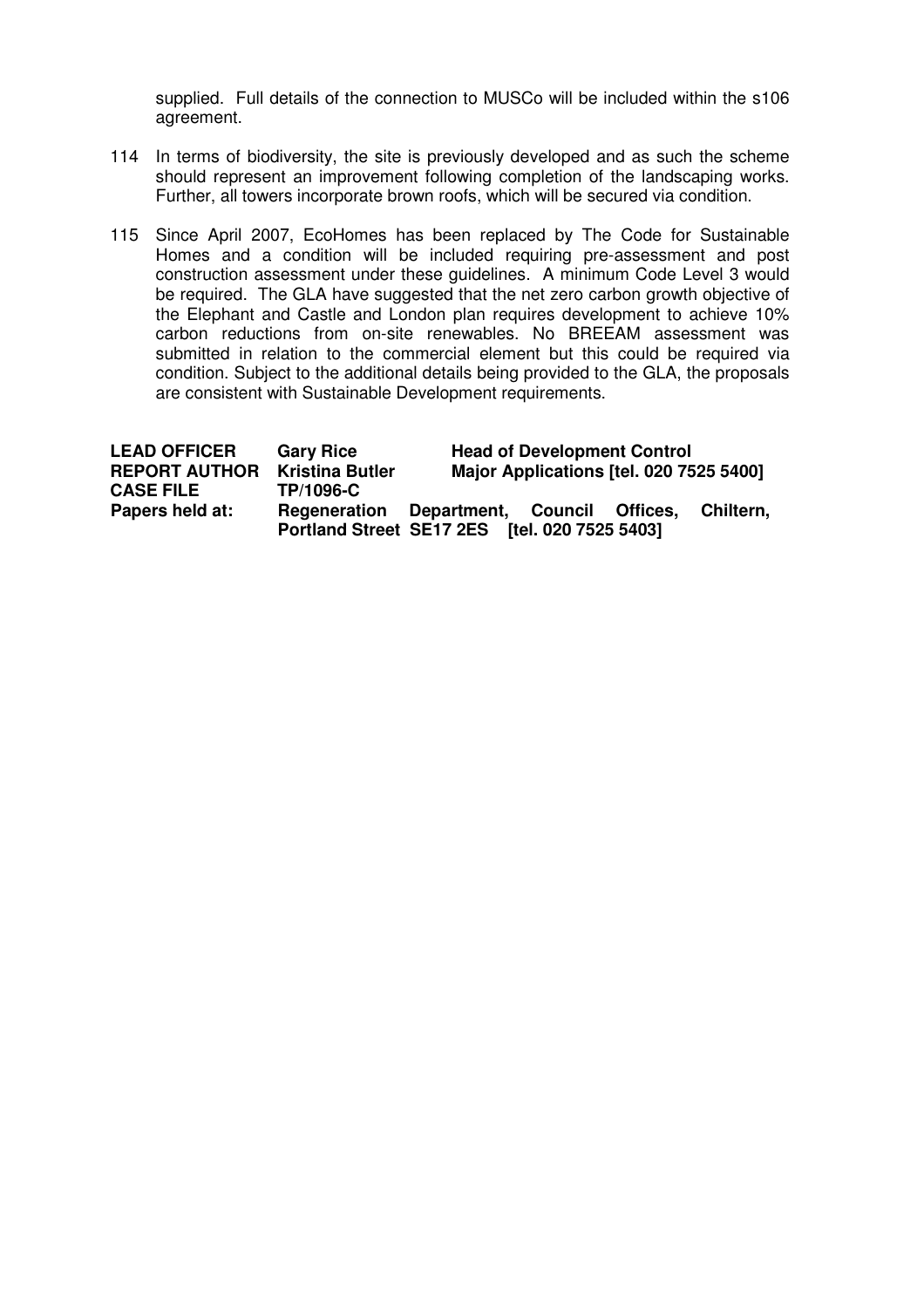supplied. Full details of the connection to MUSCo will be included within the s106 agreement.

114 In terms of biodiversity, the site is previously developed and as such the scheme should represent an improvement following completion of the landscaping works. Further, all towers incorporate brown roofs, which will be secured via condition.

115 Since April 2007, EcoHomes has been replaced by The Code for Sustainable Homes and a condition will be included requiring pre-assessment and post construction assessment under these guidelines. A minimum Code Level 3 would be required. The GLA have suggested that the net zero carbon growth objective of the Elephant and Castle and London plan requires development to achieve 10% carbon reductions from on-site renewables. No BREEAM assessment was submitted in relation to the commercial element but this could be required via condition. Subject to the additional details being provided to the GLA, the proposals are consistent with Sustainable Development requirements.

| | | |
|---|---|---|
| **LEAD OFFICER** | **Gary Rice** | **Head of Development Control** |
| **REPORT AUTHOR** | **Kristina Butler** | **Major Applications [tel. 020 7525 5400]** |
| **CASE FILE** | **TP/1096-C** | |
| **Papers held at:** | **Regeneration Department, Council Offices, Chiltern, Portland Street SE17 2ES [tel. 020 7525 5403]** | |